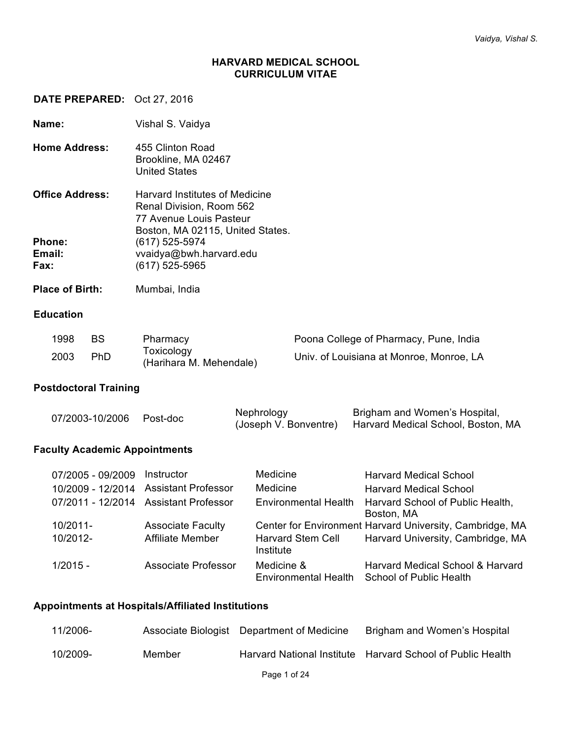# HARVARD MEDICAL SCHOOL
## CURRICULUM VITAE

**DATE PREPARED:** Oct 27, 2016

**Name:** Vishal S. Vaidya

**Home Address:** 455 Clinton Road
Brookline, MA 02467
United States

**Office Address:** Harvard Institutes of Medicine
Renal Division, Room 562
77 Avenue Louis Pasteur
Boston, MA 02115, United States.

**Phone:** (617) 525-5974
**Email:** vvaidya@bwh.harvard.edu
**Fax:** (617) 525-5965

**Place of Birth:** Mumbai, India

### Education

| | | | |
|---|---|---|---|
| 1998 | BS | Pharmacy | Poona College of Pharmacy, Pune, India |
| 2003 | PhD | Toxicology (Harihara M. Mehendale) | Univ. of Louisiana at Monroe, Monroe, LA |

### Postdoctoral Training

| | | | |
|---|---|---|---|
| 07/2003-10/2006 | Post-doc | Nephrology (Joseph V. Bonventre) | Brigham and Women's Hospital, Harvard Medical School, Boston, MA |

### Faculty Academic Appointments

| | | | |
|---|---|---|---|
| 07/2005 - 09/2009 | Instructor | Medicine | Harvard Medical School |
| 10/2009 - 12/2014 | Assistant Professor | Medicine | Harvard Medical School |
| 07/2011 - 12/2014 | Assistant Professor | Environmental Health | Harvard School of Public Health, Boston, MA |
| 10/2011- | Associate Faculty | Center for Environment | Harvard University, Cambridge, MA |
| 10/2012- | Affiliate Member | Harvard Stem Cell Institute | Harvard University, Cambridge, MA |
| 1/2015 - | Associate Professor | Medicine & Environmental Health | Harvard Medical School & Harvard School of Public Health |

### Appointments at Hospitals/Affiliated Institutions

| | | | |
|---|---|---|---|
| 11/2006- | Associate Biologist | Department of Medicine | Brigham and Women's Hospital |
| 10/2009- | Member | Harvard National Institute | Harvard School of Public Health |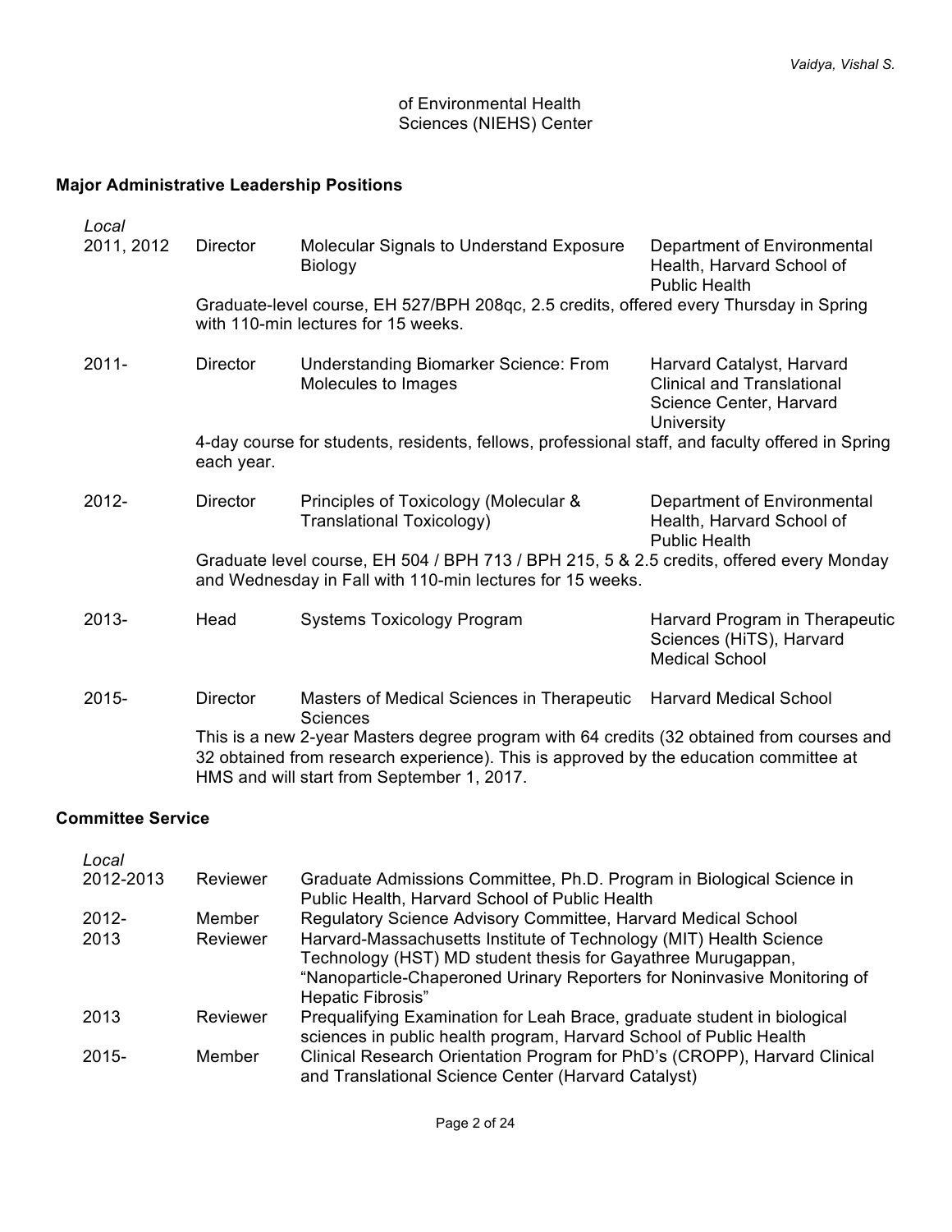of Environmental Health Sciences (NIEHS) Center

## Major Administrative Leadership Positions

*Local*

| Year | Role | Position | Institution |
|---|---|---|---|
| 2011, 2012 | Director | Molecular Signals to Understand Exposure Biology | Department of Environmental Health, Harvard School of Public Health |
| | | Graduate-level course, EH 527/BPH 208qc, 2.5 credits, offered every Thursday in Spring with 110-min lectures for 15 weeks. | |
| 2011- | Director | Understanding Biomarker Science: From Molecules to Images | Harvard Catalyst, Harvard Clinical and Translational Science Center, Harvard University |
| | | 4-day course for students, residents, fellows, professional staff, and faculty offered in Spring each year. | |
| 2012- | Director | Principles of Toxicology (Molecular & Translational Toxicology) | Department of Environmental Health, Harvard School of Public Health |
| | | Graduate level course, EH 504 / BPH 713 / BPH 215, 5 & 2.5 credits, offered every Monday and Wednesday in Fall with 110-min lectures for 15 weeks. | |
| 2013- | Head | Systems Toxicology Program | Harvard Program in Therapeutic Sciences (HiTS), Harvard Medical School |
| 2015- | Director | Masters of Medical Sciences in Therapeutic Sciences | Harvard Medical School |
| | | This is a new 2-year Masters degree program with 64 credits (32 obtained from courses and 32 obtained from research experience). This is approved by the education committee at HMS and will start from September 1, 2017. | |

## Committee Service

*Local*

| Year | Role | Description |
|---|---|---|
| 2012-2013 | Reviewer | Graduate Admissions Committee, Ph.D. Program in Biological Science in Public Health, Harvard School of Public Health |
| 2012- | Member | Regulatory Science Advisory Committee, Harvard Medical School |
| 2013 | Reviewer | Harvard-Massachusetts Institute of Technology (MIT) Health Science Technology (HST) MD student thesis for Gayathree Murugappan, "Nanoparticle-Chaperoned Urinary Reporters for Noninvasive Monitoring of Hepatic Fibrosis" |
| 2013 | Reviewer | Prequalifying Examination for Leah Brace, graduate student in biological sciences in public health program, Harvard School of Public Health |
| 2015- | Member | Clinical Research Orientation Program for PhD's (CROPP), Harvard Clinical and Translational Science Center (Harvard Catalyst) |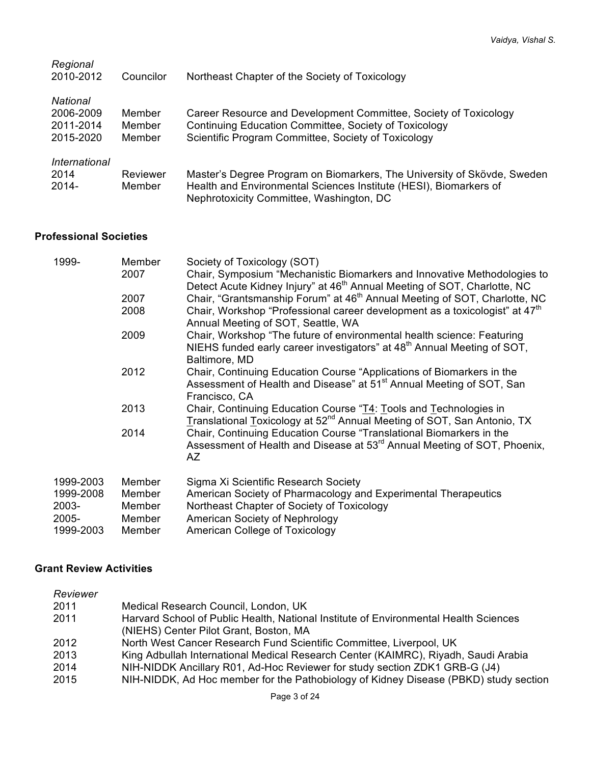*Regional*

| | | |
|---|---|---|
| 2010-2012 | Councilor | Northeast Chapter of the Society of Toxicology |

*National*

| | | |
|---|---|---|
| 2006-2009 | Member | Career Resource and Development Committee, Society of Toxicology |
| 2011-2014 | Member | Continuing Education Committee, Society of Toxicology |
| 2015-2020 | Member | Scientific Program Committee, Society of Toxicology |

*International*

| | | |
|---|---|---|
| 2014 | Reviewer | Master's Degree Program on Biomarkers, The University of Skövde, Sweden |
| 2014- | Member | Health and Environmental Sciences Institute (HESI), Biomarkers of Nephrotoxicity Committee, Washington, DC |

## Professional Societies

| | | |
|---|---|---|
| 1999- | Member | Society of Toxicology (SOT) |
| | 2007 | Chair, Symposium "Mechanistic Biomarkers and Innovative Methodologies to Detect Acute Kidney Injury" at 46th Annual Meeting of SOT, Charlotte, NC |
| | 2007 | Chair, "Grantsmanship Forum" at 46th Annual Meeting of SOT, Charlotte, NC |
| | 2008 | Chair, Workshop "Professional career development as a toxicologist" at 47th Annual Meeting of SOT, Seattle, WA |
| | 2009 | Chair, Workshop "The future of environmental health science: Featuring NIEHS funded early career investigators" at 48th Annual Meeting of SOT, Baltimore, MD |
| | 2012 | Chair, Continuing Education Course "Applications of Biomarkers in the Assessment of Health and Disease" at 51st Annual Meeting of SOT, San Francisco, CA |
| | 2013 | Chair, Continuing Education Course "T4: Tools and Technologies in Translational Toxicology at 52nd Annual Meeting of SOT, San Antonio, TX |
| | 2014 | Chair, Continuing Education Course "Translational Biomarkers in the Assessment of Health and Disease at 53rd Annual Meeting of SOT, Phoenix, AZ |
| 1999-2003 | Member | Sigma Xi Scientific Research Society |
| 1999-2008 | Member | American Society of Pharmacology and Experimental Therapeutics |
| 2003- | Member | Northeast Chapter of Society of Toxicology |
| 2005- | Member | American Society of Nephrology |
| 1999-2003 | Member | American College of Toxicology |

## Grant Review Activities

*Reviewer*

| | |
|---|---|
| 2011 | Medical Research Council, London, UK |
| 2011 | Harvard School of Public Health, National Institute of Environmental Health Sciences (NIEHS) Center Pilot Grant, Boston, MA |
| 2012 | North West Cancer Research Fund Scientific Committee, Liverpool, UK |
| 2013 | King Adbullah International Medical Research Center (KAIMRC), Riyadh, Saudi Arabia |
| 2014 | NIH-NIDDK Ancillary R01, Ad-Hoc Reviewer for study section ZDK1 GRB-G (J4) |
| 2015 | NIH-NIDDK, Ad Hoc member for the Pathobiology of Kidney Disease (PBKD) study section |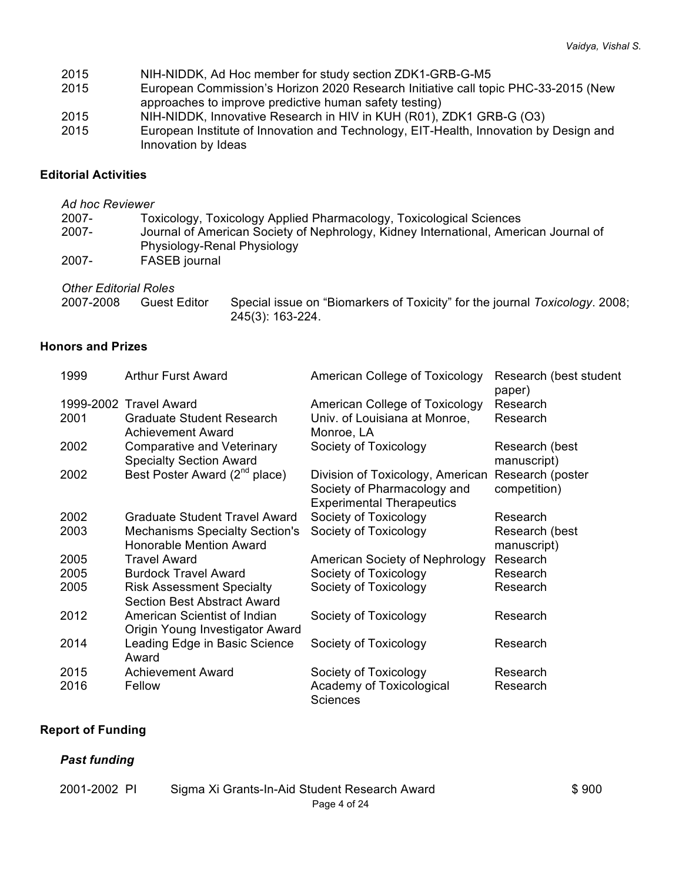| | |
|---|---|
| 2015 | NIH-NIDDK, Ad Hoc member for study section ZDK1-GRB-G-M5 |
| 2015 | European Commission's Horizon 2020 Research Initiative call topic PHC-33-2015 (New approaches to improve predictive human safety testing) |
| 2015 | NIH-NIDDK, Innovative Research in HIV in KUH (R01), ZDK1 GRB-G (O3) |
| 2015 | European Institute of Innovation and Technology, EIT-Health, Innovation by Design and Innovation by Ideas |

### Editorial Activities

*Ad hoc Reviewer*

| | |
|---|---|
| 2007- | Toxicology, Toxicology Applied Pharmacology, Toxicological Sciences |
| 2007- | Journal of American Society of Nephrology, Kidney International, American Journal of Physiology-Renal Physiology |
| 2007- | FASEB journal |

*Other Editorial Roles*

| | | |
|---|---|---|
| 2007-2008 | Guest Editor | Special issue on "Biomarkers of Toxicity" for the journal *Toxicology*. 2008; 245(3): 163-224. |

### Honors and Prizes

| | | | |
|---|---|---|---|
| 1999 | Arthur Furst Award | American College of Toxicology | Research (best student paper) |
| 1999-2002 | Travel Award | American College of Toxicology | Research |
| 2001 | Graduate Student Research Achievement Award | Univ. of Louisiana at Monroe, Monroe, LA | Research |
| 2002 | Comparative and Veterinary Specialty Section Award | Society of Toxicology | Research (best manuscript) |
| 2002 | Best Poster Award (2nd place) | Division of Toxicology, American Society of Pharmacology and Experimental Therapeutics | Research (poster competition) |
| 2002 | Graduate Student Travel Award | Society of Toxicology | Research |
| 2003 | Mechanisms Specialty Section's Honorable Mention Award | Society of Toxicology | Research (best manuscript) |
| 2005 | Travel Award | American Society of Nephrology | Research |
| 2005 | Burdock Travel Award | Society of Toxicology | Research |
| 2005 | Risk Assessment Specialty Section Best Abstract Award | Society of Toxicology | Research |
| 2012 | American Scientist of Indian Origin Young Investigator Award | Society of Toxicology | Research |
| 2014 | Leading Edge in Basic Science Award | Society of Toxicology | Research |
| 2015 | Achievement Award | Society of Toxicology | Research |
| 2016 | Fellow | Academy of Toxicological Sciences | Research |

### Report of Funding

#### *Past funding*

| | | | |
|---|---|---|---|
| 2001-2002 | PI | Sigma Xi Grants-In-Aid Student Research Award | $ 900 |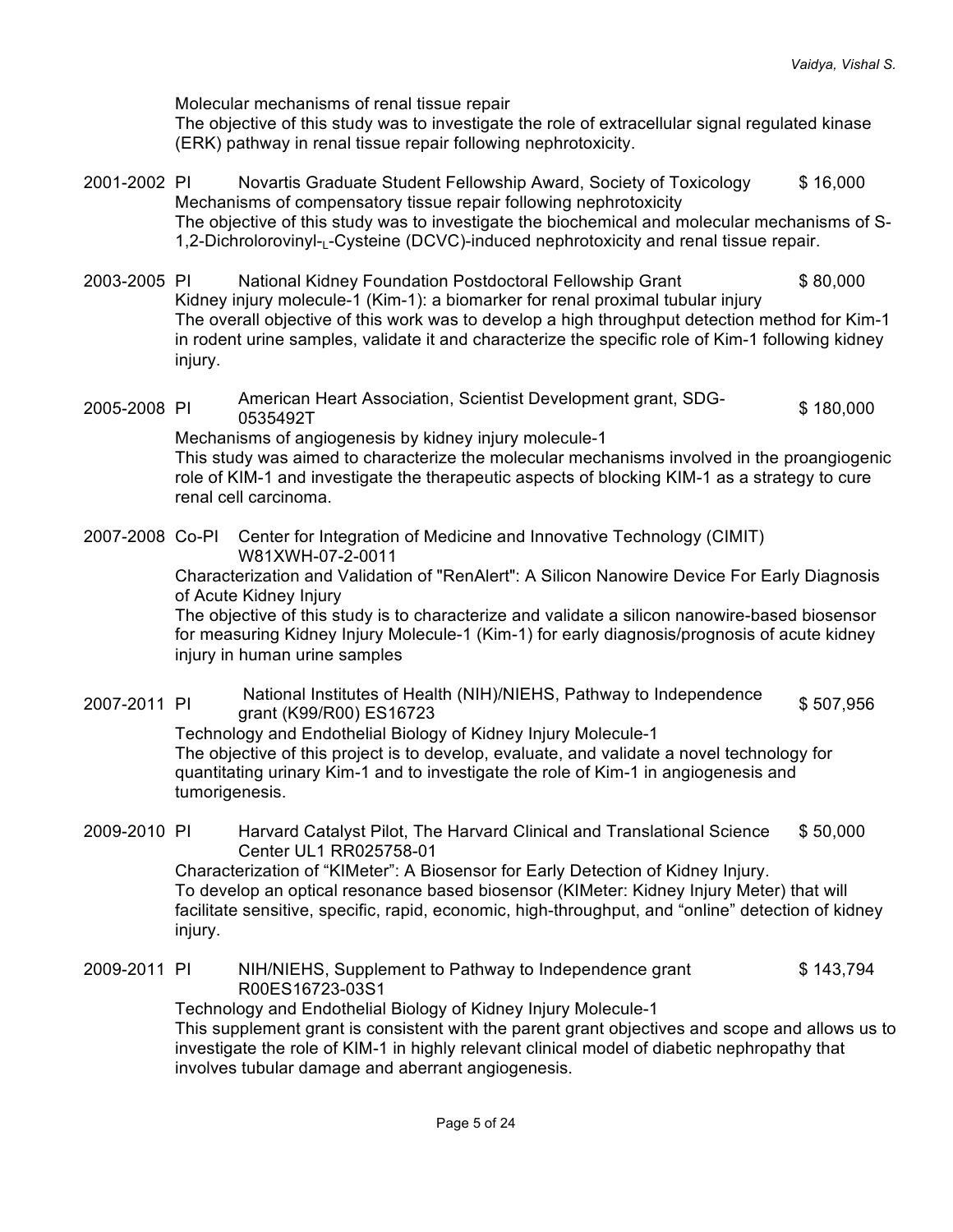Molecular mechanisms of renal tissue repair
The objective of this study was to investigate the role of extracellular signal regulated kinase (ERK) pathway in renal tissue repair following nephrotoxicity.

2001-2002 PI Novartis Graduate Student Fellowship Award, Society of Toxicology $ 16,000
Mechanisms of compensatory tissue repair following nephrotoxicity
The objective of this study was to investigate the biochemical and molecular mechanisms of S-1,2-Dichlorolorovinyl-$_L$-Cysteine (DCVC)-induced nephrotoxicity and renal tissue repair.

2003-2005 PI National Kidney Foundation Postdoctoral Fellowship Grant $ 80,000
Kidney injury molecule-1 (Kim-1): a biomarker for renal proximal tubular injury
The overall objective of this work was to develop a high throughput detection method for Kim-1 in rodent urine samples, validate it and characterize the specific role of Kim-1 following kidney injury.

2005-2008 PI American Heart Association, Scientist Development grant, SDG-0535492T $ 180,000
Mechanisms of angiogenesis by kidney injury molecule-1
This study was aimed to characterize the molecular mechanisms involved in the proangiogenic role of KIM-1 and investigate the therapeutic aspects of blocking KIM-1 as a strategy to cure renal cell carcinoma.

2007-2008 Co-PI Center for Integration of Medicine and Innovative Technology (CIMIT) W81XWH-07-2-0011
Characterization and Validation of "RenAlert": A Silicon Nanowire Device For Early Diagnosis of Acute Kidney Injury
The objective of this study is to characterize and validate a silicon nanowire-based biosensor for measuring Kidney Injury Molecule-1 (Kim-1) for early diagnosis/prognosis of acute kidney injury in human urine samples

2007-2011 PI National Institutes of Health (NIH)/NIEHS, Pathway to Independence grant (K99/R00) ES16723 $ 507,956
Technology and Endothelial Biology of Kidney Injury Molecule-1
The objective of this project is to develop, evaluate, and validate a novel technology for quantitating urinary Kim-1 and to investigate the role of Kim-1 in angiogenesis and tumorigenesis.

2009-2010 PI Harvard Catalyst Pilot, The Harvard Clinical and Translational Science Center UL1 RR025758-01 $ 50,000
Characterization of "KIMeter": A Biosensor for Early Detection of Kidney Injury.
To develop an optical resonance based biosensor (KIMeter: Kidney Injury Meter) that will facilitate sensitive, specific, rapid, economic, high-throughput, and "online" detection of kidney injury.

2009-2011 PI NIH/NIEHS, Supplement to Pathway to Independence grant R00ES16723-03S1 $ 143,794
Technology and Endothelial Biology of Kidney Injury Molecule-1
This supplement grant is consistent with the parent grant objectives and scope and allows us to investigate the role of KIM-1 in highly relevant clinical model of diabetic nephropathy that involves tubular damage and aberrant angiogenesis.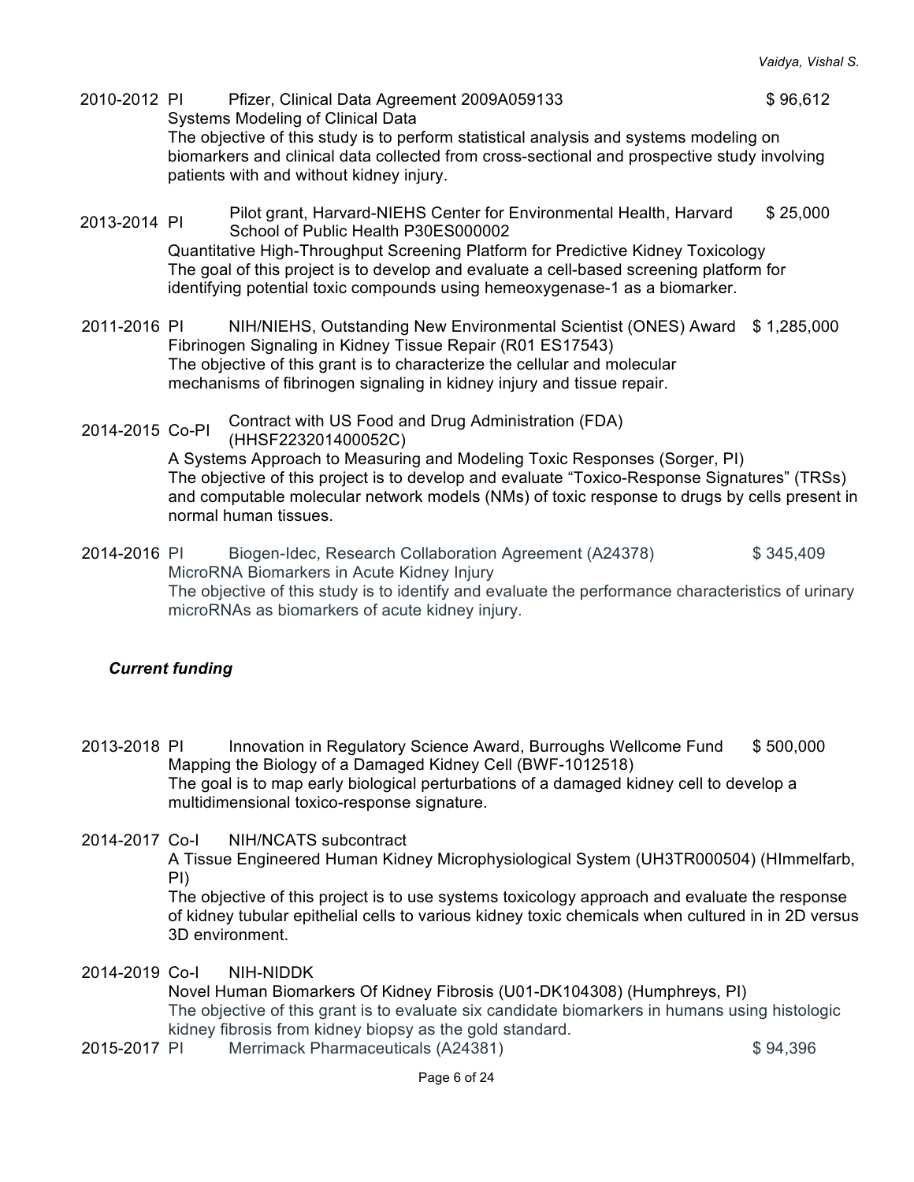2010-2012 PI Pfizer, Clinical Data Agreement 2009A059133 $ 96,612
Systems Modeling of Clinical Data
The objective of this study is to perform statistical analysis and systems modeling on biomarkers and clinical data collected from cross-sectional and prospective study involving patients with and without kidney injury.

2013-2014 PI Pilot grant, Harvard-NIEHS Center for Environmental Health, Harvard School of Public Health P30ES000002 $ 25,000
Quantitative High-Throughput Screening Platform for Predictive Kidney Toxicology
The goal of this project is to develop and evaluate a cell-based screening platform for identifying potential toxic compounds using hemeoxygenase-1 as a biomarker.

2011-2016 PI NIH/NIEHS, Outstanding New Environmental Scientist (ONES) Award $ 1,285,000
Fibrinogen Signaling in Kidney Tissue Repair (R01 ES17543)
The objective of this grant is to characterize the cellular and molecular mechanisms of fibrinogen signaling in kidney injury and tissue repair.

2014-2015 Co-PI Contract with US Food and Drug Administration (FDA) (HHSF223201400052C)
A Systems Approach to Measuring and Modeling Toxic Responses (Sorger, PI)
The objective of this project is to develop and evaluate "Toxico-Response Signatures" (TRSs) and computable molecular network models (NMs) of toxic response to drugs by cells present in normal human tissues.

2014-2016 PI Biogen-Idec, Research Collaboration Agreement (A24378) $ 345,409
MicroRNA Biomarkers in Acute Kidney Injury
The objective of this study is to identify and evaluate the performance characteristics of urinary microRNAs as biomarkers of acute kidney injury.

### *Current funding*

2013-2018 PI Innovation in Regulatory Science Award, Burroughs Wellcome Fund $ 500,000
Mapping the Biology of a Damaged Kidney Cell (BWF-1012518)
The goal is to map early biological perturbations of a damaged kidney cell to develop a multidimensional toxico-response signature.

2014-2017 Co-I NIH/NCATS subcontract
A Tissue Engineered Human Kidney Microphysiological System (UH3TR000504) (HImmelfarb, PI)
The objective of this project is to use systems toxicology approach and evaluate the response of kidney tubular epithelial cells to various kidney toxic chemicals when cultured in in 2D versus 3D environment.

2014-2019 Co-I NIH-NIDDK
Novel Human Biomarkers Of Kidney Fibrosis (U01-DK104308) (Humphreys, PI)
The objective of this grant is to evaluate six candidate biomarkers in humans using histologic kidney fibrosis from kidney biopsy as the gold standard.

2015-2017 PI Merrimack Pharmaceuticals (A24381) $ 94,396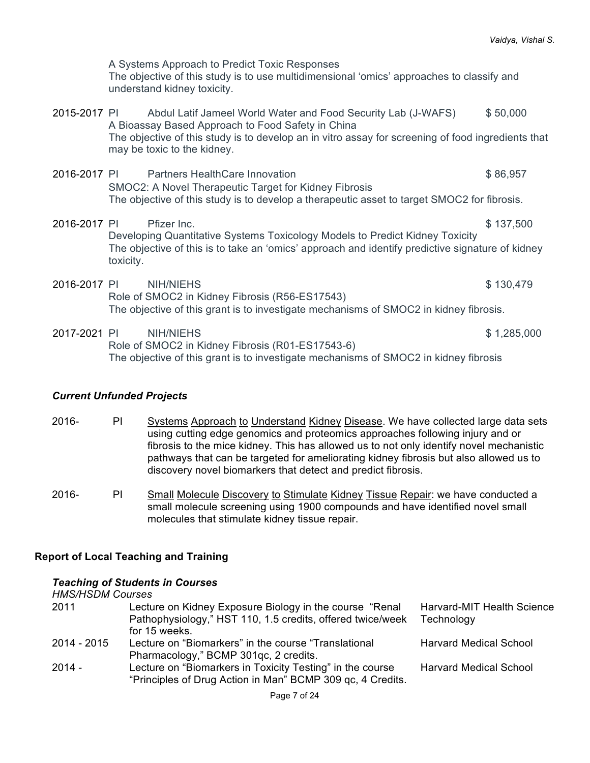A Systems Approach to Predict Toxic Responses
The objective of this study is to use multidimensional 'omics' approaches to classify and understand kidney toxicity.

2015-2017 PI Abdul Latif Jameel World Water and Food Security Lab (J-WAFS) $ 50,000
A Bioassay Based Approach to Food Safety in China
The objective of this study is to develop an in vitro assay for screening of food ingredients that may be toxic to the kidney.

2016-2017 PI Partners HealthCare Innovation $ 86,957
SMOC2: A Novel Therapeutic Target for Kidney Fibrosis
The objective of this study is to develop a therapeutic asset to target SMOC2 for fibrosis.

2016-2017 PI Pfizer Inc. $ 137,500
Developing Quantitative Systems Toxicology Models to Predict Kidney Toxicity
The objective of this is to take an 'omics' approach and identify predictive signature of kidney toxicity.

2016-2017 PI NIH/NIEHS $ 130,479
Role of SMOC2 in Kidney Fibrosis (R56-ES17543)
The objective of this grant is to investigate mechanisms of SMOC2 in kidney fibrosis.

2017-2021 PI NIH/NIEHS $ 1,285,000
Role of SMOC2 in Kidney Fibrosis (R01-ES17543-6)
The objective of this grant is to investigate mechanisms of SMOC2 in kidney fibrosis

### *Current Unfunded Projects*

2016- PI Systems Approach to Understand Kidney Disease. We have collected large data sets using cutting edge genomics and proteomics approaches following injury and or fibrosis to the mice kidney. This has allowed us to not only identify novel mechanistic pathways that can be targeted for ameliorating kidney fibrosis but also allowed us to discovery novel biomarkers that detect and predict fibrosis.

2016- PI Small Molecule Discovery to Stimulate Kidney Tissue Repair: we have conducted a small molecule screening using 1900 compounds and have identified novel small molecules that stimulate kidney tissue repair.

## Report of Local Teaching and Training

### *Teaching of Students in Courses*

*HMS/HSDM Courses*

| | | |
|---|---|---|
| 2011 | Lecture on Kidney Exposure Biology in the course "Renal Pathophysiology," HST 110, 1.5 credits, offered twice/week for 15 weeks. | Harvard-MIT Health Science Technology |
| 2014 - 2015 | Lecture on "Biomarkers" in the course "Translational Pharmacology," BCMP 301qc, 2 credits. | Harvard Medical School |
| 2014 - | Lecture on "Biomarkers in Toxicity Testing" in the course "Principles of Drug Action in Man" BCMP 309 qc, 4 Credits. | Harvard Medical School |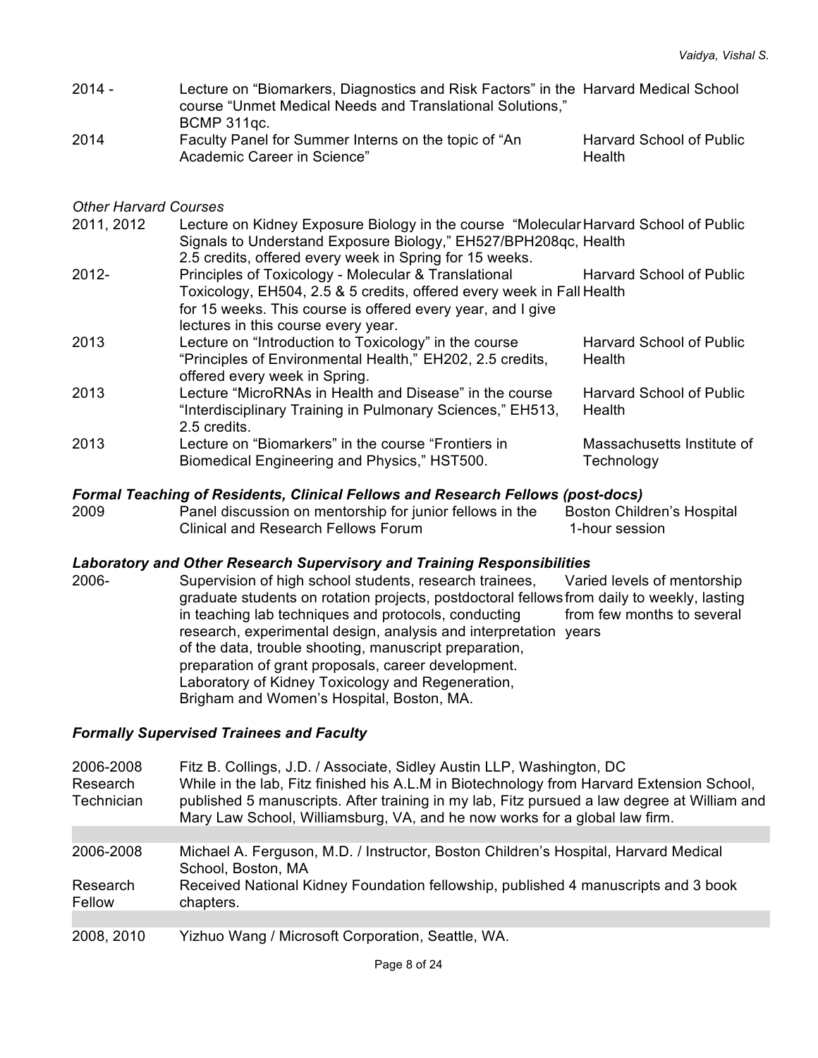| | | |
|---|---|---|
| 2014 - | Lecture on "Biomarkers, Diagnostics and Risk Factors" in the course "Unmet Medical Needs and Translational Solutions," BCMP 311qc. | Harvard Medical School |
| 2014 | Faculty Panel for Summer Interns on the topic of "An Academic Career in Science" | Harvard School of Public Health |

*Other Harvard Courses*

| | | |
|---|---|---|
| 2011, 2012 | Lecture on Kidney Exposure Biology in the course "Molecular Signals to Understand Exposure Biology," EH527/BPH208qc, 2.5 credits, offered every week in Spring for 15 weeks. | Harvard School of Public Health |
| 2012- | Principles of Toxicology - Molecular & Translational Toxicology, EH504, 2.5 & 5 credits, offered every week in Fall for 15 weeks. This course is offered every year, and I give lectures in this course every year. | Harvard School of Public Health |
| 2013 | Lecture on "Introduction to Toxicology" in the course "Principles of Environmental Health," EH202, 2.5 credits, offered every week in Spring. | Harvard School of Public Health |
| 2013 | Lecture "MicroRNAs in Health and Disease" in the course "Interdisciplinary Training in Pulmonary Sciences," EH513, 2.5 credits. | Harvard School of Public Health |
| 2013 | Lecture on "Biomarkers" in the course "Frontiers in Biomedical Engineering and Physics," HST500. | Massachusetts Institute of Technology |

### *Formal Teaching of Residents, Clinical Fellows and Research Fellows (post-docs)*

| | | |
|---|---|---|
| 2009 | Panel discussion on mentorship for junior fellows in the Clinical and Research Fellows Forum | Boston Children's Hospital 1-hour session |

### *Laboratory and Other Research Supervisory and Training Responsibilities*

| | | |
|---|---|---|
| 2006- | Supervision of high school students, research trainees, graduate students on rotation projects, postdoctoral fellows in teaching lab techniques and protocols, conducting research, experimental design, analysis and interpretation of the data, trouble shooting, manuscript preparation, preparation of grant proposals, career development. Laboratory of Kidney Toxicology and Regeneration, Brigham and Women's Hospital, Boston, MA. | Varied levels of mentorship from daily to weekly, lasting from few months to several years |

### *Formally Supervised Trainees and Faculty*

| | |
|---|---|
| 2006-2008 Research Technician | Fitz B. Collings, J.D. / Associate, Sidley Austin LLP, Washington, DC<br>While in the lab, Fitz finished his A.L.M in Biotechnology from Harvard Extension School, published 5 manuscripts. After training in my lab, Fitz pursued a law degree at William and Mary Law School, Williamsburg, VA, and he now works for a global law firm. |
| 2006-2008 Research Fellow | Michael A. Ferguson, M.D. / Instructor, Boston Children's Hospital, Harvard Medical School, Boston, MA<br>Received National Kidney Foundation fellowship, published 4 manuscripts and 3 book chapters. |
| 2008, 2010 | Yizhuo Wang / Microsoft Corporation, Seattle, WA. |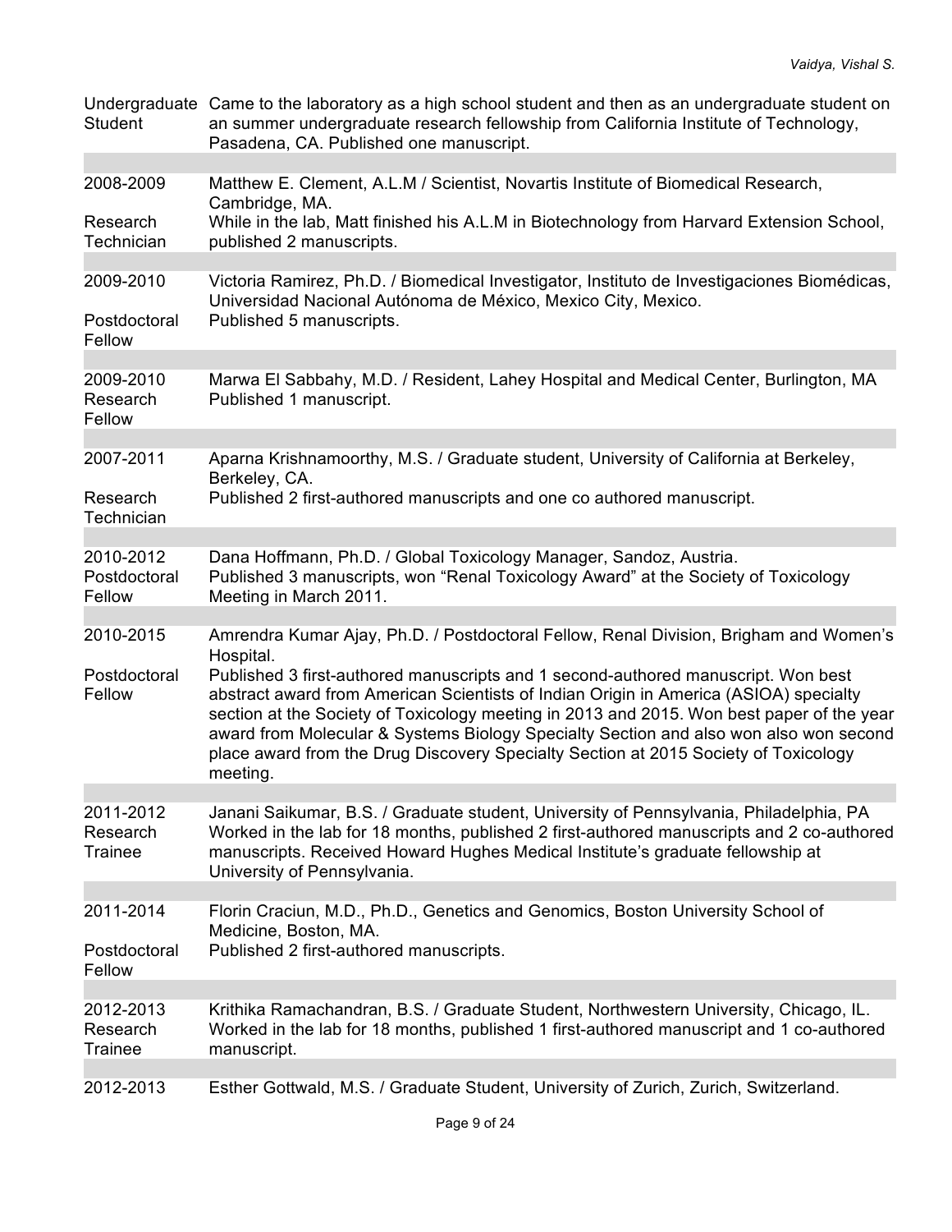| | |
|---|---|
| Undergraduate Student | Came to the laboratory as a high school student and then as an undergraduate student on an summer undergraduate research fellowship from California Institute of Technology, Pasadena, CA. Published one manuscript. |
| 2008-2009<br>Research Technician | Matthew E. Clement, A.L.M / Scientist, Novartis Institute of Biomedical Research, Cambridge, MA.<br>While in the lab, Matt finished his A.L.M in Biotechnology from Harvard Extension School, published 2 manuscripts. |
| 2009-2010<br>Postdoctoral Fellow | Victoria Ramirez, Ph.D. / Biomedical Investigator, Instituto de Investigaciones Biomédicas, Universidad Nacional Autónoma de México, Mexico City, Mexico.<br>Published 5 manuscripts. |
| 2009-2010<br>Research Fellow | Marwa El Sabbahy, M.D. / Resident, Lahey Hospital and Medical Center, Burlington, MA<br>Published 1 manuscript. |
| 2007-2011<br>Research Technician | Aparna Krishnamoorthy, M.S. / Graduate student, University of California at Berkeley, Berkeley, CA.<br>Published 2 first-authored manuscripts and one co authored manuscript. |
| 2010-2012<br>Postdoctoral Fellow | Dana Hoffmann, Ph.D. / Global Toxicology Manager, Sandoz, Austria.<br>Published 3 manuscripts, won "Renal Toxicology Award" at the Society of Toxicology Meeting in March 2011. |
| 2010-2015<br>Postdoctoral Fellow | Amrendra Kumar Ajay, Ph.D. / Postdoctoral Fellow, Renal Division, Brigham and Women's Hospital.<br>Published 3 first-authored manuscripts and 1 second-authored manuscript. Won best abstract award from American Scientists of Indian Origin in America (ASIOA) specialty section at the Society of Toxicology meeting in 2013 and 2015. Won best paper of the year award from Molecular & Systems Biology Specialty Section and also won also won second place award from the Drug Discovery Specialty Section at 2015 Society of Toxicology meeting. |
| 2011-2012<br>Research Trainee | Janani Saikumar, B.S. / Graduate student, University of Pennsylvania, Philadelphia, PA<br>Worked in the lab for 18 months, published 2 first-authored manuscripts and 2 co-authored manuscripts. Received Howard Hughes Medical Institute's graduate fellowship at University of Pennsylvania. |
| 2011-2014<br>Postdoctoral Fellow | Florin Craciun, M.D., Ph.D., Genetics and Genomics, Boston University School of Medicine, Boston, MA.<br>Published 2 first-authored manuscripts. |
| 2012-2013<br>Research Trainee | Krithika Ramachandran, B.S. / Graduate Student, Northwestern University, Chicago, IL.<br>Worked in the lab for 18 months, published 1 first-authored manuscript and 1 co-authored manuscript. |
| 2012-2013 | Esther Gottwald, M.S. / Graduate Student, University of Zurich, Zurich, Switzerland. |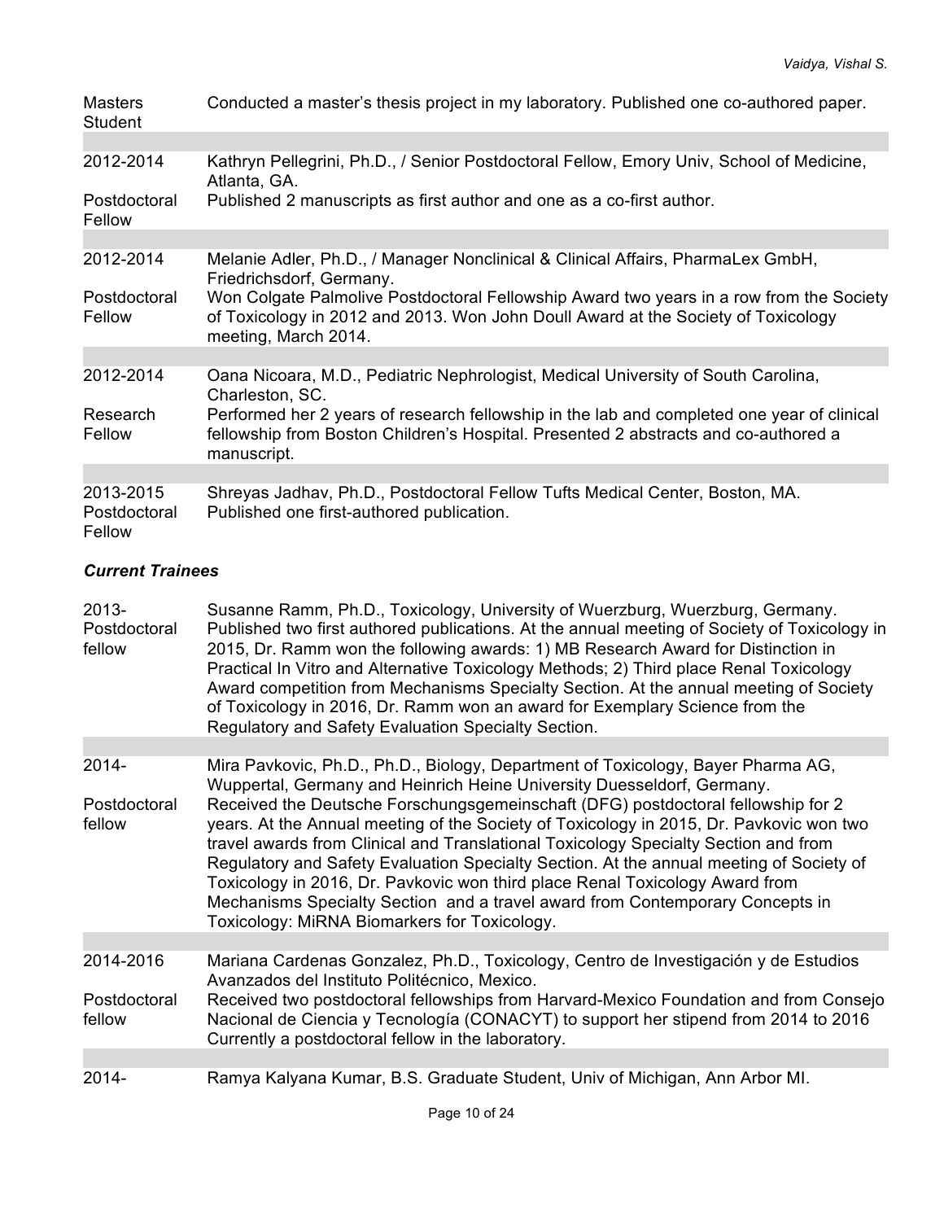| | |
|---|---|
| Masters Student | Conducted a master's thesis project in my laboratory. Published one co-authored paper. |
| 2012-2014<br>Postdoctoral Fellow | Kathryn Pellegrini, Ph.D., / Senior Postdoctoral Fellow, Emory Univ, School of Medicine, Atlanta, GA.<br>Published 2 manuscripts as first author and one as a co-first author. |
| 2012-2014<br>Postdoctoral Fellow | Melanie Adler, Ph.D., / Manager Nonclinical & Clinical Affairs, PharmaLex GmbH, Friedrichsdorf, Germany.<br>Won Colgate Palmolive Postdoctoral Fellowship Award two years in a row from the Society of Toxicology in 2012 and 2013. Won John Doull Award at the Society of Toxicology meeting, March 2014. |
| 2012-2014<br>Research Fellow | Oana Nicoara, M.D., Pediatric Nephrologist, Medical University of South Carolina, Charleston, SC.<br>Performed her 2 years of research fellowship in the lab and completed one year of clinical fellowship from Boston Children's Hospital. Presented 2 abstracts and co-authored a manuscript. |
| 2013-2015<br>Postdoctoral Fellow | Shreyas Jadhav, Ph.D., Postdoctoral Fellow Tufts Medical Center, Boston, MA.<br>Published one first-authored publication. |

### *Current Trainees*

| | |
|---|---|
| 2013-<br>Postdoctoral fellow | Susanne Ramm, Ph.D., Toxicology, University of Wuerzburg, Wuerzburg, Germany.<br>Published two first authored publications. At the annual meeting of Society of Toxicology in 2015, Dr. Ramm won the following awards: 1) MB Research Award for Distinction in Practical In Vitro and Alternative Toxicology Methods; 2) Third place Renal Toxicology Award competition from Mechanisms Specialty Section. At the annual meeting of Society of Toxicology in 2016, Dr. Ramm won an award for Exemplary Science from the Regulatory and Safety Evaluation Specialty Section. |
| 2014-<br>Postdoctoral fellow | Mira Pavkovic, Ph.D., Ph.D., Biology, Department of Toxicology, Bayer Pharma AG, Wuppertal, Germany and Heinrich Heine University Duesseldorf, Germany.<br>Received the Deutsche Forschungsgemeinschaft (DFG) postdoctoral fellowship for 2 years. At the Annual meeting of the Society of Toxicology in 2015, Dr. Pavkovic won two travel awards from Clinical and Translational Toxicology Specialty Section and from Regulatory and Safety Evaluation Specialty Section. At the annual meeting of Society of Toxicology in 2016, Dr. Pavkovic won third place Renal Toxicology Award from Mechanisms Specialty Section and a travel award from Contemporary Concepts in Toxicology: MiRNA Biomarkers for Toxicology. |
| 2014-2016<br>Postdoctoral fellow | Mariana Cardenas Gonzalez, Ph.D., Toxicology, Centro de Investigación y de Estudios Avanzados del Instituto Politécnico, Mexico.<br>Received two postdoctoral fellowships from Harvard-Mexico Foundation and from Consejo Nacional de Ciencia y Tecnología (CONACYT) to support her stipend from 2014 to 2016 Currently a postdoctoral fellow in the laboratory. |
| 2014- | Ramya Kalyana Kumar, B.S. Graduate Student, Univ of Michigan, Ann Arbor MI. |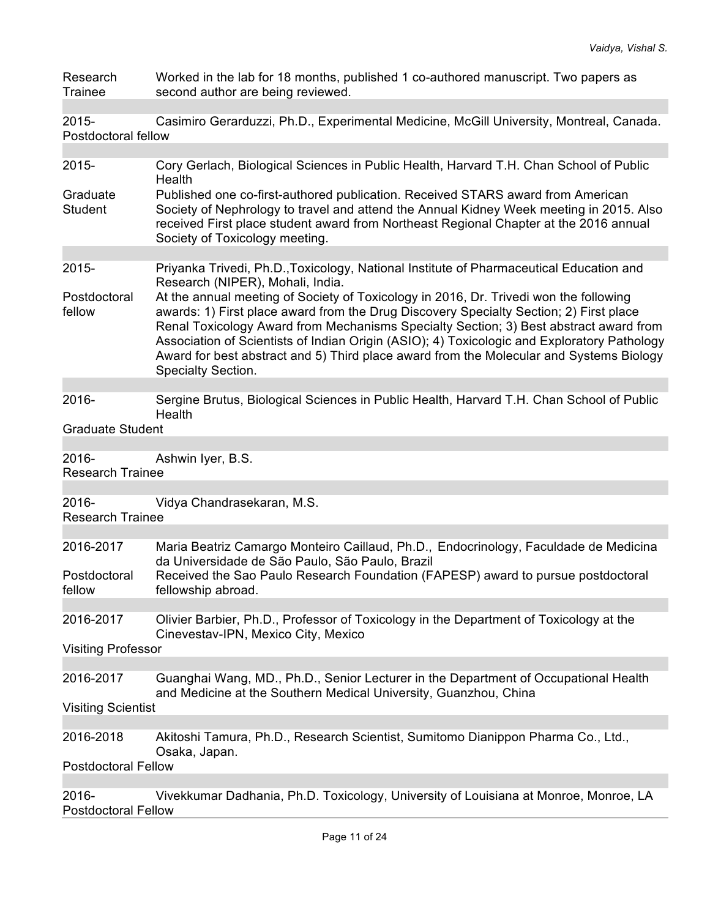| | |
|---|---|
| Research Trainee | Worked in the lab for 18 months, published 1 co-authored manuscript. Two papers as second author are being reviewed. |
| 2015- Postdoctoral fellow | Casimiro Gerarduzzi, Ph.D., Experimental Medicine, McGill University, Montreal, Canada. |
| 2015- Graduate Student | Cory Gerlach, Biological Sciences in Public Health, Harvard T.H. Chan School of Public Health. Published one co-first-authored publication. Received STARS award from American Society of Nephrology to travel and attend the Annual Kidney Week meeting in 2015. Also received First place student award from Northeast Regional Chapter at the 2016 annual Society of Toxicology meeting. |
| 2015- Postdoctoral fellow | Priyanka Trivedi, Ph.D.,Toxicology, National Institute of Pharmaceutical Education and Research (NIPER), Mohali, India. At the annual meeting of Society of Toxicology in 2016, Dr. Trivedi won the following awards: 1) First place award from the Drug Discovery Specialty Section; 2) First place Renal Toxicology Award from Mechanisms Specialty Section; 3) Best abstract award from Association of Scientists of Indian Origin (ASIO); 4) Toxicologic and Exploratory Pathology Award for best abstract and 5) Third place award from the Molecular and Systems Biology Specialty Section. |
| 2016- Graduate Student | Sergine Brutus, Biological Sciences in Public Health, Harvard T.H. Chan School of Public Health |
| 2016- Research Trainee | Ashwin Iyer, B.S. |
| 2016- Research Trainee | Vidya Chandrasekaran, M.S. |
| 2016-2017 Postdoctoral fellow | Maria Beatriz Camargo Monteiro Caillaud, Ph.D., Endocrinology, Faculdade de Medicina da Universidade de São Paulo, São Paulo, Brazil. Received the Sao Paulo Research Foundation (FAPESP) award to pursue postdoctoral fellowship abroad. |
| 2016-2017 Visiting Professor | Olivier Barbier, Ph.D., Professor of Toxicology in the Department of Toxicology at the Cinevestav-IPN, Mexico City, Mexico |
| 2016-2017 Visiting Scientist | Guanghai Wang, MD., Ph.D., Senior Lecturer in the Department of Occupational Health and Medicine at the Southern Medical University, Guanzhou, China |
| 2016-2018 Postdoctoral Fellow | Akitoshi Tamura, Ph.D., Research Scientist, Sumitomo Dianippon Pharma Co., Ltd., Osaka, Japan. |
| 2016- Postdoctoral Fellow | Vivekkumar Dadhania, Ph.D. Toxicology, University of Louisiana at Monroe, Monroe, LA |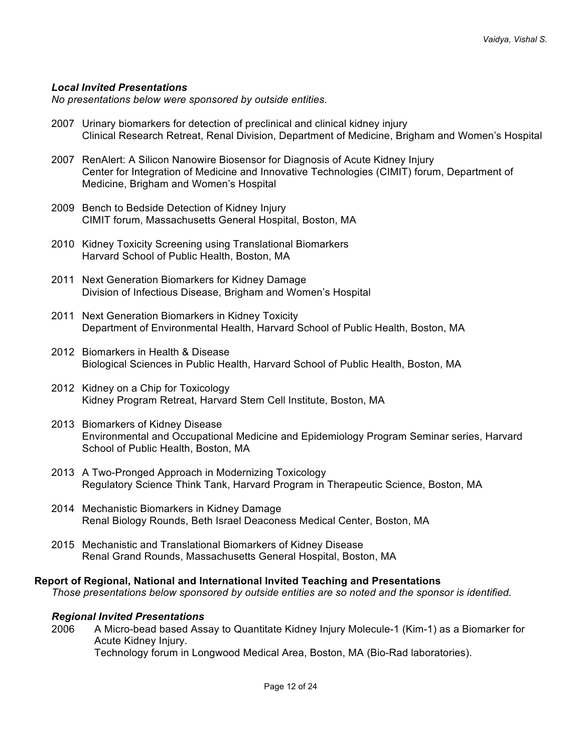### *Local Invited Presentations*

*No presentations below were sponsored by outside entities.*

2007 Urinary biomarkers for detection of preclinical and clinical kidney injury
Clinical Research Retreat, Renal Division, Department of Medicine, Brigham and Women's Hospital

2007 RenAlert: A Silicon Nanowire Biosensor for Diagnosis of Acute Kidney Injury
Center for Integration of Medicine and Innovative Technologies (CIMIT) forum, Department of Medicine, Brigham and Women's Hospital

2009 Bench to Bedside Detection of Kidney Injury
CIMIT forum, Massachusetts General Hospital, Boston, MA

2010 Kidney Toxicity Screening using Translational Biomarkers
Harvard School of Public Health, Boston, MA

2011 Next Generation Biomarkers for Kidney Damage
Division of Infectious Disease, Brigham and Women's Hospital

2011 Next Generation Biomarkers in Kidney Toxicity
Department of Environmental Health, Harvard School of Public Health, Boston, MA

2012 Biomarkers in Health & Disease
Biological Sciences in Public Health, Harvard School of Public Health, Boston, MA

2012 Kidney on a Chip for Toxicology
Kidney Program Retreat, Harvard Stem Cell Institute, Boston, MA

2013 Biomarkers of Kidney Disease
Environmental and Occupational Medicine and Epidemiology Program Seminar series, Harvard School of Public Health, Boston, MA

2013 A Two-Pronged Approach in Modernizing Toxicology
Regulatory Science Think Tank, Harvard Program in Therapeutic Science, Boston, MA

2014 Mechanistic Biomarkers in Kidney Damage
Renal Biology Rounds, Beth Israel Deaconess Medical Center, Boston, MA

2015 Mechanistic and Translational Biomarkers of Kidney Disease
Renal Grand Rounds, Massachusetts General Hospital, Boston, MA

## Report of Regional, National and International Invited Teaching and Presentations

*Those presentations below sponsored by outside entities are so noted and the sponsor is identified.*

### *Regional Invited Presentations*

2006 A Micro-bead based Assay to Quantitate Kidney Injury Molecule-1 (Kim-1) as a Biomarker for Acute Kidney Injury.
Technology forum in Longwood Medical Area, Boston, MA (Bio-Rad laboratories).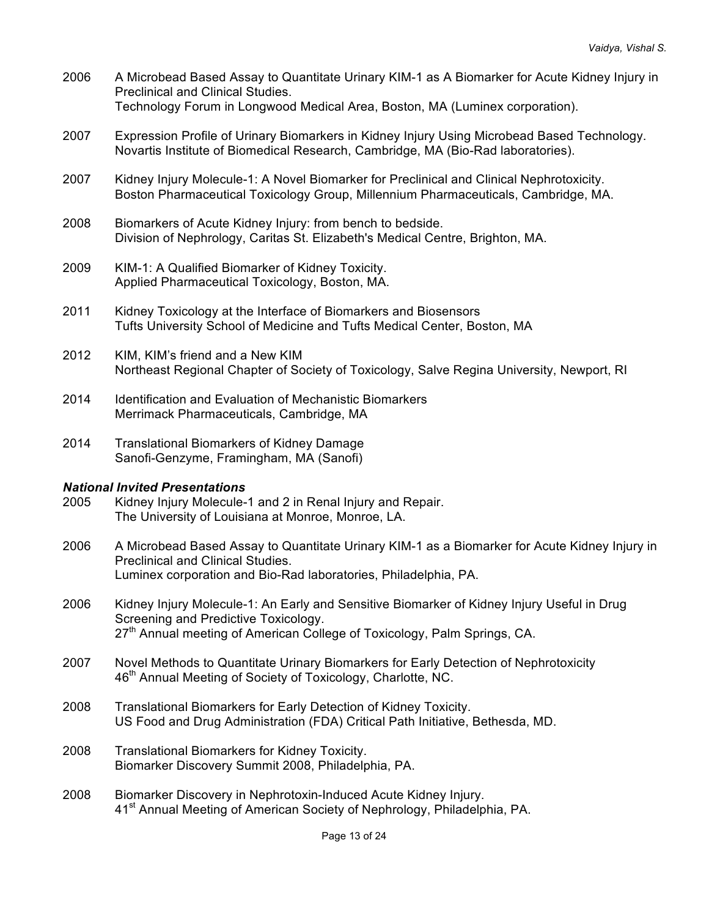2006 A Microbead Based Assay to Quantitate Urinary KIM-1 as A Biomarker for Acute Kidney Injury in Preclinical and Clinical Studies.
Technology Forum in Longwood Medical Area, Boston, MA (Luminex corporation).

2007 Expression Profile of Urinary Biomarkers in Kidney Injury Using Microbead Based Technology.
Novartis Institute of Biomedical Research, Cambridge, MA (Bio-Rad laboratories).

2007 Kidney Injury Molecule-1: A Novel Biomarker for Preclinical and Clinical Nephrotoxicity.
Boston Pharmaceutical Toxicology Group, Millennium Pharmaceuticals, Cambridge, MA.

2008 Biomarkers of Acute Kidney Injury: from bench to bedside.
Division of Nephrology, Caritas St. Elizabeth's Medical Centre, Brighton, MA.

2009 KIM-1: A Qualified Biomarker of Kidney Toxicity.
Applied Pharmaceutical Toxicology, Boston, MA.

2011 Kidney Toxicology at the Interface of Biomarkers and Biosensors
Tufts University School of Medicine and Tufts Medical Center, Boston, MA

2012 KIM, KIM's friend and a New KIM
Northeast Regional Chapter of Society of Toxicology, Salve Regina University, Newport, RI

2014 Identification and Evaluation of Mechanistic Biomarkers
Merrimack Pharmaceuticals, Cambridge, MA

2014 Translational Biomarkers of Kidney Damage
Sanofi-Genzyme, Framingham, MA (Sanofi)

***National Invited Presentations***

2005 Kidney Injury Molecule-1 and 2 in Renal Injury and Repair.
The University of Louisiana at Monroe, Monroe, LA.

2006 A Microbead Based Assay to Quantitate Urinary KIM-1 as a Biomarker for Acute Kidney Injury in Preclinical and Clinical Studies.
Luminex corporation and Bio-Rad laboratories, Philadelphia, PA.

2006 Kidney Injury Molecule-1: An Early and Sensitive Biomarker of Kidney Injury Useful in Drug Screening and Predictive Toxicology.
27th Annual meeting of American College of Toxicology, Palm Springs, CA.

2007 Novel Methods to Quantitate Urinary Biomarkers for Early Detection of Nephrotoxicity
46th Annual Meeting of Society of Toxicology, Charlotte, NC.

2008 Translational Biomarkers for Early Detection of Kidney Toxicity.
US Food and Drug Administration (FDA) Critical Path Initiative, Bethesda, MD.

2008 Translational Biomarkers for Kidney Toxicity.
Biomarker Discovery Summit 2008, Philadelphia, PA.

2008 Biomarker Discovery in Nephrotoxin-Induced Acute Kidney Injury.
41st Annual Meeting of American Society of Nephrology, Philadelphia, PA.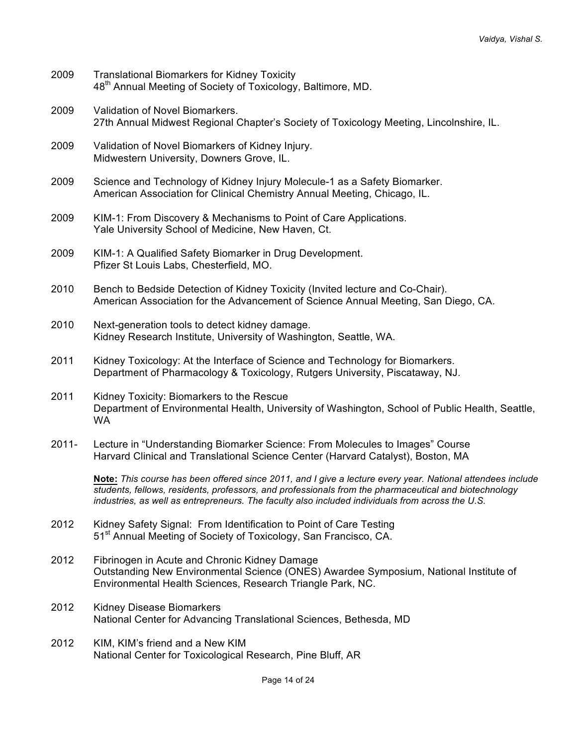2009 Translational Biomarkers for Kidney Toxicity
48th Annual Meeting of Society of Toxicology, Baltimore, MD.

2009 Validation of Novel Biomarkers.
27th Annual Midwest Regional Chapter's Society of Toxicology Meeting, Lincolnshire, IL.

2009 Validation of Novel Biomarkers of Kidney Injury.
Midwestern University, Downers Grove, IL.

2009 Science and Technology of Kidney Injury Molecule-1 as a Safety Biomarker.
American Association for Clinical Chemistry Annual Meeting, Chicago, IL.

2009 KIM-1: From Discovery & Mechanisms to Point of Care Applications.
Yale University School of Medicine, New Haven, Ct.

2009 KIM-1: A Qualified Safety Biomarker in Drug Development.
Pfizer St Louis Labs, Chesterfield, MO.

2010 Bench to Bedside Detection of Kidney Toxicity (Invited lecture and Co-Chair).
American Association for the Advancement of Science Annual Meeting, San Diego, CA.

2010 Next-generation tools to detect kidney damage.
Kidney Research Institute, University of Washington, Seattle, WA.

2011 Kidney Toxicology: At the Interface of Science and Technology for Biomarkers.
Department of Pharmacology & Toxicology, Rutgers University, Piscataway, NJ.

2011 Kidney Toxicity: Biomarkers to the Rescue
Department of Environmental Health, University of Washington, School of Public Health, Seattle, WA

2011- Lecture in "Understanding Biomarker Science: From Molecules to Images" Course
Harvard Clinical and Translational Science Center (Harvard Catalyst), Boston, MA

**Note:** *This course has been offered since 2011, and I give a lecture every year. National attendees include students, fellows, residents, professors, and professionals from the pharmaceutical and biotechnology industries, as well as entrepreneurs. The faculty also included individuals from across the U.S.*

2012 Kidney Safety Signal: From Identification to Point of Care Testing
51st Annual Meeting of Society of Toxicology, San Francisco, CA.

2012 Fibrinogen in Acute and Chronic Kidney Damage
Outstanding New Environmental Science (ONES) Awardee Symposium, National Institute of Environmental Health Sciences, Research Triangle Park, NC.

2012 Kidney Disease Biomarkers
National Center for Advancing Translational Sciences, Bethesda, MD

2012 KIM, KIM's friend and a New KIM
National Center for Toxicological Research, Pine Bluff, AR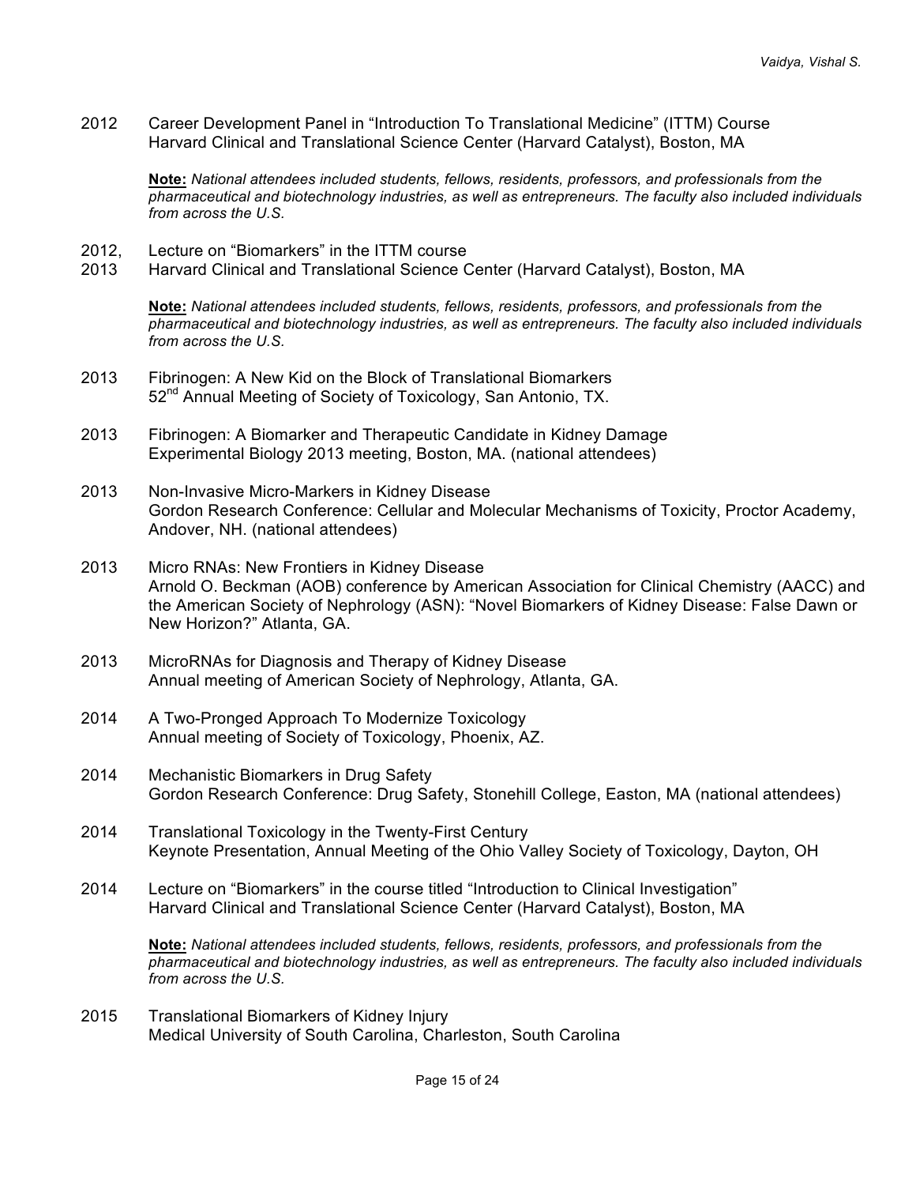2012 Career Development Panel in "Introduction To Translational Medicine" (ITTM) Course
Harvard Clinical and Translational Science Center (Harvard Catalyst), Boston, MA

**Note:** *National attendees included students, fellows, residents, professors, and professionals from the pharmaceutical and biotechnology industries, as well as entrepreneurs. The faculty also included individuals from across the U.S.*

2012, 2013 Lecture on "Biomarkers" in the ITTM course
Harvard Clinical and Translational Science Center (Harvard Catalyst), Boston, MA

**Note:** *National attendees included students, fellows, residents, professors, and professionals from the pharmaceutical and biotechnology industries, as well as entrepreneurs. The faculty also included individuals from across the U.S.*

2013 Fibrinogen: A New Kid on the Block of Translational Biomarkers
52nd Annual Meeting of Society of Toxicology, San Antonio, TX.

2013 Fibrinogen: A Biomarker and Therapeutic Candidate in Kidney Damage
Experimental Biology 2013 meeting, Boston, MA. (national attendees)

2013 Non-Invasive Micro-Markers in Kidney Disease
Gordon Research Conference: Cellular and Molecular Mechanisms of Toxicity, Proctor Academy, Andover, NH. (national attendees)

2013 Micro RNAs: New Frontiers in Kidney Disease
Arnold O. Beckman (AOB) conference by American Association for Clinical Chemistry (AACC) and the American Society of Nephrology (ASN): "Novel Biomarkers of Kidney Disease: False Dawn or New Horizon?" Atlanta, GA.

2013 MicroRNAs for Diagnosis and Therapy of Kidney Disease
Annual meeting of American Society of Nephrology, Atlanta, GA.

2014 A Two-Pronged Approach To Modernize Toxicology
Annual meeting of Society of Toxicology, Phoenix, AZ.

2014 Mechanistic Biomarkers in Drug Safety
Gordon Research Conference: Drug Safety, Stonehill College, Easton, MA (national attendees)

2014 Translational Toxicology in the Twenty-First Century
Keynote Presentation, Annual Meeting of the Ohio Valley Society of Toxicology, Dayton, OH

2014 Lecture on "Biomarkers" in the course titled "Introduction to Clinical Investigation"
Harvard Clinical and Translational Science Center (Harvard Catalyst), Boston, MA

**Note:** *National attendees included students, fellows, residents, professors, and professionals from the pharmaceutical and biotechnology industries, as well as entrepreneurs. The faculty also included individuals from across the U.S.*

2015 Translational Biomarkers of Kidney Injury
Medical University of South Carolina, Charleston, South Carolina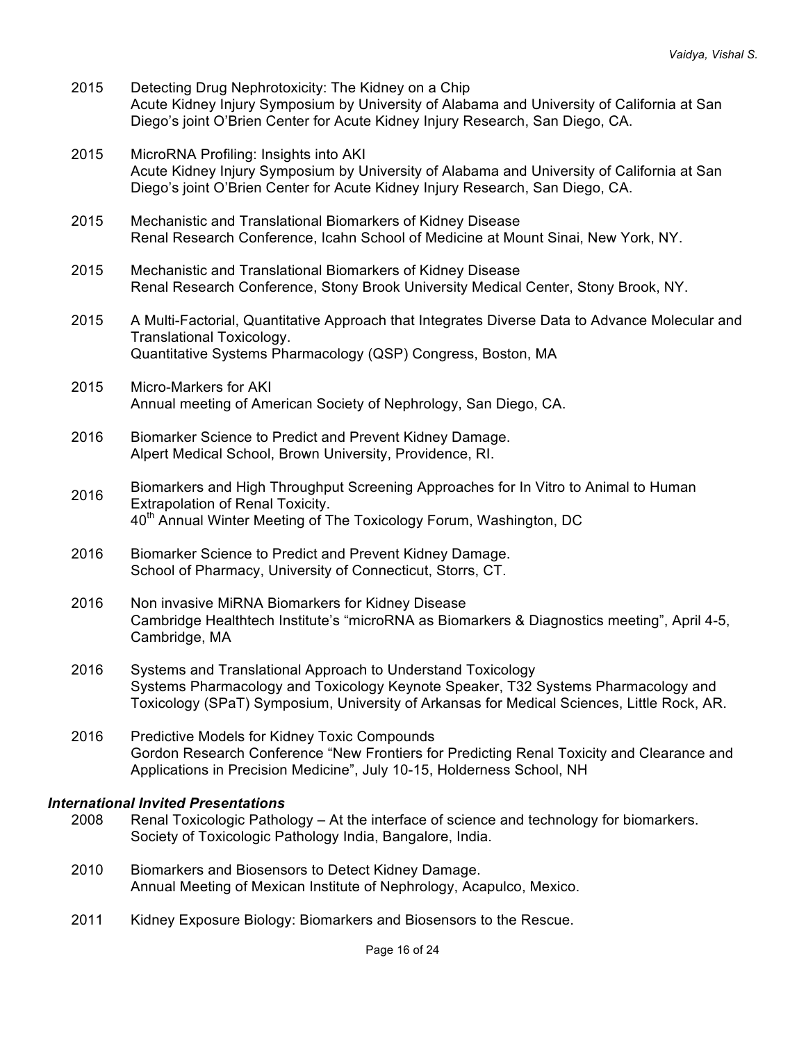2015 Detecting Drug Nephrotoxicity: The Kidney on a Chip
Acute Kidney Injury Symposium by University of Alabama and University of California at San Diego's joint O'Brien Center for Acute Kidney Injury Research, San Diego, CA.

2015 MicroRNA Profiling: Insights into AKI
Acute Kidney Injury Symposium by University of Alabama and University of California at San Diego's joint O'Brien Center for Acute Kidney Injury Research, San Diego, CA.

2015 Mechanistic and Translational Biomarkers of Kidney Disease
Renal Research Conference, Icahn School of Medicine at Mount Sinai, New York, NY.

2015 Mechanistic and Translational Biomarkers of Kidney Disease
Renal Research Conference, Stony Brook University Medical Center, Stony Brook, NY.

2015 A Multi-Factorial, Quantitative Approach that Integrates Diverse Data to Advance Molecular and Translational Toxicology.
Quantitative Systems Pharmacology (QSP) Congress, Boston, MA

2015 Micro-Markers for AKI
Annual meeting of American Society of Nephrology, San Diego, CA.

2016 Biomarker Science to Predict and Prevent Kidney Damage.
Alpert Medical School, Brown University, Providence, RI.

2016 Biomarkers and High Throughput Screening Approaches for In Vitro to Animal to Human Extrapolation of Renal Toxicity.
40th Annual Winter Meeting of The Toxicology Forum, Washington, DC

2016 Biomarker Science to Predict and Prevent Kidney Damage.
School of Pharmacy, University of Connecticut, Storrs, CT.

2016 Non invasive MiRNA Biomarkers for Kidney Disease
Cambridge Healthtech Institute's "microRNA as Biomarkers & Diagnostics meeting", April 4-5, Cambridge, MA

2016 Systems and Translational Approach to Understand Toxicology
Systems Pharmacology and Toxicology Keynote Speaker, T32 Systems Pharmacology and Toxicology (SPaT) Symposium, University of Arkansas for Medical Sciences, Little Rock, AR.

2016 Predictive Models for Kidney Toxic Compounds
Gordon Research Conference "New Frontiers for Predicting Renal Toxicity and Clearance and Applications in Precision Medicine", July 10-15, Holderness School, NH

***International Invited Presentations***

2008 Renal Toxicologic Pathology – At the interface of science and technology for biomarkers.
Society of Toxicologic Pathology India, Bangalore, India.

2010 Biomarkers and Biosensors to Detect Kidney Damage.
Annual Meeting of Mexican Institute of Nephrology, Acapulco, Mexico.

2011 Kidney Exposure Biology: Biomarkers and Biosensors to the Rescue.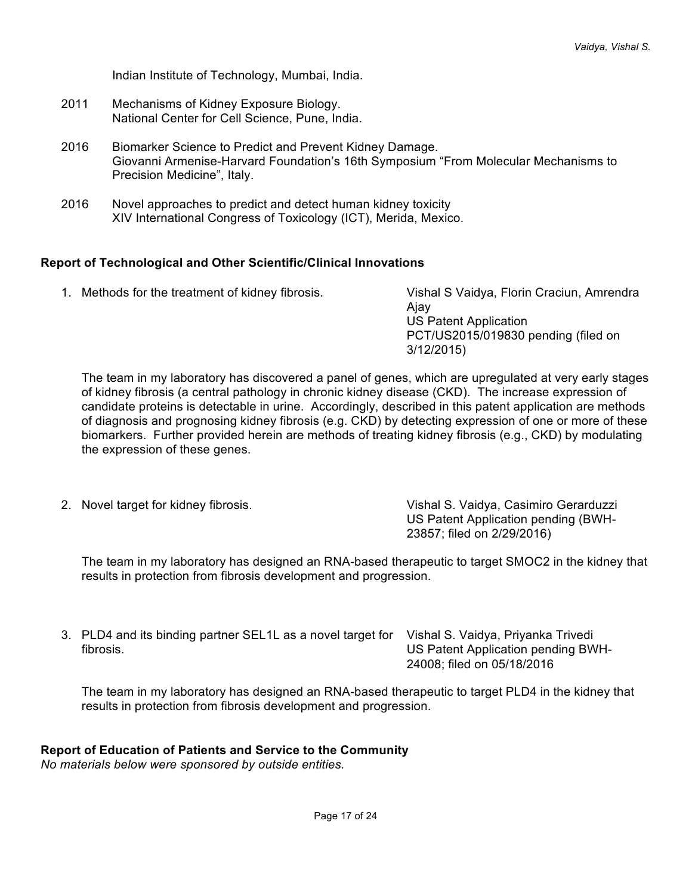Indian Institute of Technology, Mumbai, India.

2011 Mechanisms of Kidney Exposure Biology.
National Center for Cell Science, Pune, India.

2016 Biomarker Science to Predict and Prevent Kidney Damage.
Giovanni Armenise-Harvard Foundation's 16th Symposium "From Molecular Mechanisms to Precision Medicine", Italy.

2016 Novel approaches to predict and detect human kidney toxicity
XIV International Congress of Toxicology (ICT), Merida, Mexico.

**Report of Technological and Other Scientific/Clinical Innovations**

1. Methods for the treatment of kidney fibrosis. — Vishal S Vaidya, Florin Craciun, Amrendra Ajay; US Patent Application PCT/US2015/019830 pending (filed on 3/12/2015)

   The team in my laboratory has discovered a panel of genes, which are upregulated at very early stages of kidney fibrosis (a central pathology in chronic kidney disease (CKD). The increase expression of candidate proteins is detectable in urine. Accordingly, described in this patent application are methods of diagnosis and prognosing kidney fibrosis (e.g. CKD) by detecting expression of one or more of these biomarkers. Further provided herein are methods of treating kidney fibrosis (e.g., CKD) by modulating the expression of these genes.

2. Novel target for kidney fibrosis. — Vishal S. Vaidya, Casimiro Gerarduzzi; US Patent Application pending (BWH-23857; filed on 2/29/2016)

   The team in my laboratory has designed an RNA-based therapeutic to target SMOC2 in the kidney that results in protection from fibrosis development and progression.

3. PLD4 and its binding partner SEL1L as a novel target for fibrosis. — Vishal S. Vaidya, Priyanka Trivedi; US Patent Application pending BWH-24008; filed on 05/18/2016

   The team in my laboratory has designed an RNA-based therapeutic to target PLD4 in the kidney that results in protection from fibrosis development and progression.

**Report of Education of Patients and Service to the Community**

*No materials below were sponsored by outside entities.*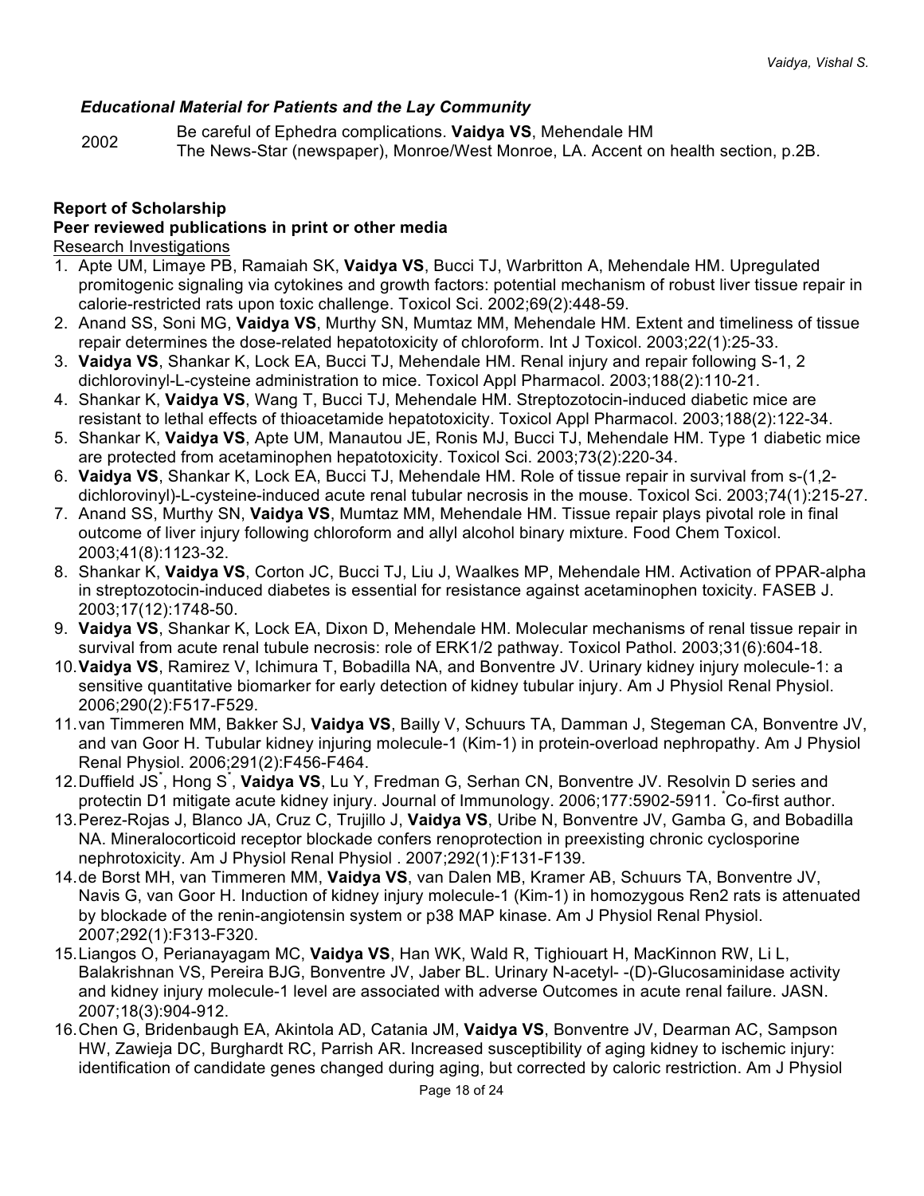### *Educational Material for Patients and the Lay Community*

2002 Be careful of Ephedra complications. **Vaidya VS**, Mehendale HM
The News-Star (newspaper), Monroe/West Monroe, LA. Accent on health section, p.2B.

**Report of Scholarship**

**Peer reviewed publications in print or other media**

Research Investigations

1. Apte UM, Limaye PB, Ramaiah SK, **Vaidya VS**, Bucci TJ, Warbritton A, Mehendale HM. Upregulated promitogenic signaling via cytokines and growth factors: potential mechanism of robust liver tissue repair in calorie-restricted rats upon toxic challenge. Toxicol Sci. 2002;69(2):448-59.
2. Anand SS, Soni MG, **Vaidya VS**, Murthy SN, Mumtaz MM, Mehendale HM. Extent and timeliness of tissue repair determines the dose-related hepatotoxicity of chloroform. Int J Toxicol. 2003;22(1):25-33.
3. **Vaidya VS**, Shankar K, Lock EA, Bucci TJ, Mehendale HM. Renal injury and repair following S-1, 2 dichlorovinyl-L-cysteine administration to mice. Toxicol Appl Pharmacol. 2003;188(2):110-21.
4. Shankar K, **Vaidya VS**, Wang T, Bucci TJ, Mehendale HM. Streptozotocin-induced diabetic mice are resistant to lethal effects of thioacetamide hepatotoxicity. Toxicol Appl Pharmacol. 2003;188(2):122-34.
5. Shankar K, **Vaidya VS**, Apte UM, Manautou JE, Ronis MJ, Bucci TJ, Mehendale HM. Type 1 diabetic mice are protected from acetaminophen hepatotoxicity. Toxicol Sci. 2003;73(2):220-34.
6. **Vaidya VS**, Shankar K, Lock EA, Bucci TJ, Mehendale HM. Role of tissue repair in survival from s-(1,2-dichlorovinyl)-L-cysteine-induced acute renal tubular necrosis in the mouse. Toxicol Sci. 2003;74(1):215-27.
7. Anand SS, Murthy SN, **Vaidya VS**, Mumtaz MM, Mehendale HM. Tissue repair plays pivotal role in final outcome of liver injury following chloroform and allyl alcohol binary mixture. Food Chem Toxicol. 2003;41(8):1123-32.
8. Shankar K, **Vaidya VS**, Corton JC, Bucci TJ, Liu J, Waalkes MP, Mehendale HM. Activation of PPAR-alpha in streptozotocin-induced diabetes is essential for resistance against acetaminophen toxicity. FASEB J. 2003;17(12):1748-50.
9. **Vaidya VS**, Shankar K, Lock EA, Dixon D, Mehendale HM. Molecular mechanisms of renal tissue repair in survival from acute renal tubule necrosis: role of ERK1/2 pathway. Toxicol Pathol. 2003;31(6):604-18.
10. **Vaidya VS**, Ramirez V, Ichimura T, Bobadilla NA, and Bonventre JV. Urinary kidney injury molecule-1: a sensitive quantitative biomarker for early detection of kidney tubular injury. Am J Physiol Renal Physiol. 2006;290(2):F517-F529.
11. van Timmeren MM, Bakker SJ, **Vaidya VS**, Bailly V, Schuurs TA, Damman J, Stegeman CA, Bonventre JV, and van Goor H. Tubular kidney injuring molecule-1 (Kim-1) in protein-overload nephropathy. Am J Physiol Renal Physiol. 2006;291(2):F456-F464.
12. Duffield JS*, Hong S*, **Vaidya VS**, Lu Y, Fredman G, Serhan CN, Bonventre JV. Resolvin D series and protectin D1 mitigate acute kidney injury. Journal of Immunology. 2006;177:5902-5911. *Co-first author.
13. Perez-Rojas J, Blanco JA, Cruz C, Trujillo J, **Vaidya VS**, Uribe N, Bonventre JV, Gamba G, and Bobadilla NA. Mineralocorticoid receptor blockade confers renoprotection in preexisting chronic cyclosporine nephrotoxicity. Am J Physiol Renal Physiol . 2007;292(1):F131-F139.
14. de Borst MH, van Timmeren MM, **Vaidya VS**, van Dalen MB, Kramer AB, Schuurs TA, Bonventre JV, Navis G, van Goor H. Induction of kidney injury molecule-1 (Kim-1) in homozygous Ren2 rats is attenuated by blockade of the renin-angiotensin system or p38 MAP kinase. Am J Physiol Renal Physiol. 2007;292(1):F313-F320.
15. Liangos O, Perianayagam MC, **Vaidya VS**, Han WK, Wald R, Tighiouart H, MacKinnon RW, Li L, Balakrishnan VS, Pereira BJG, Bonventre JV, Jaber BL. Urinary N-acetyl- -(D)-Glucosaminidase activity and kidney injury molecule-1 level are associated with adverse Outcomes in acute renal failure. JASN. 2007;18(3):904-912.
16. Chen G, Bridenbaugh EA, Akintola AD, Catania JM, **Vaidya VS**, Bonventre JV, Dearman AC, Sampson HW, Zawieja DC, Burghardt RC, Parrish AR. Increased susceptibility of aging kidney to ischemic injury: identification of candidate genes changed during aging, but corrected by caloric restriction. Am J Physiol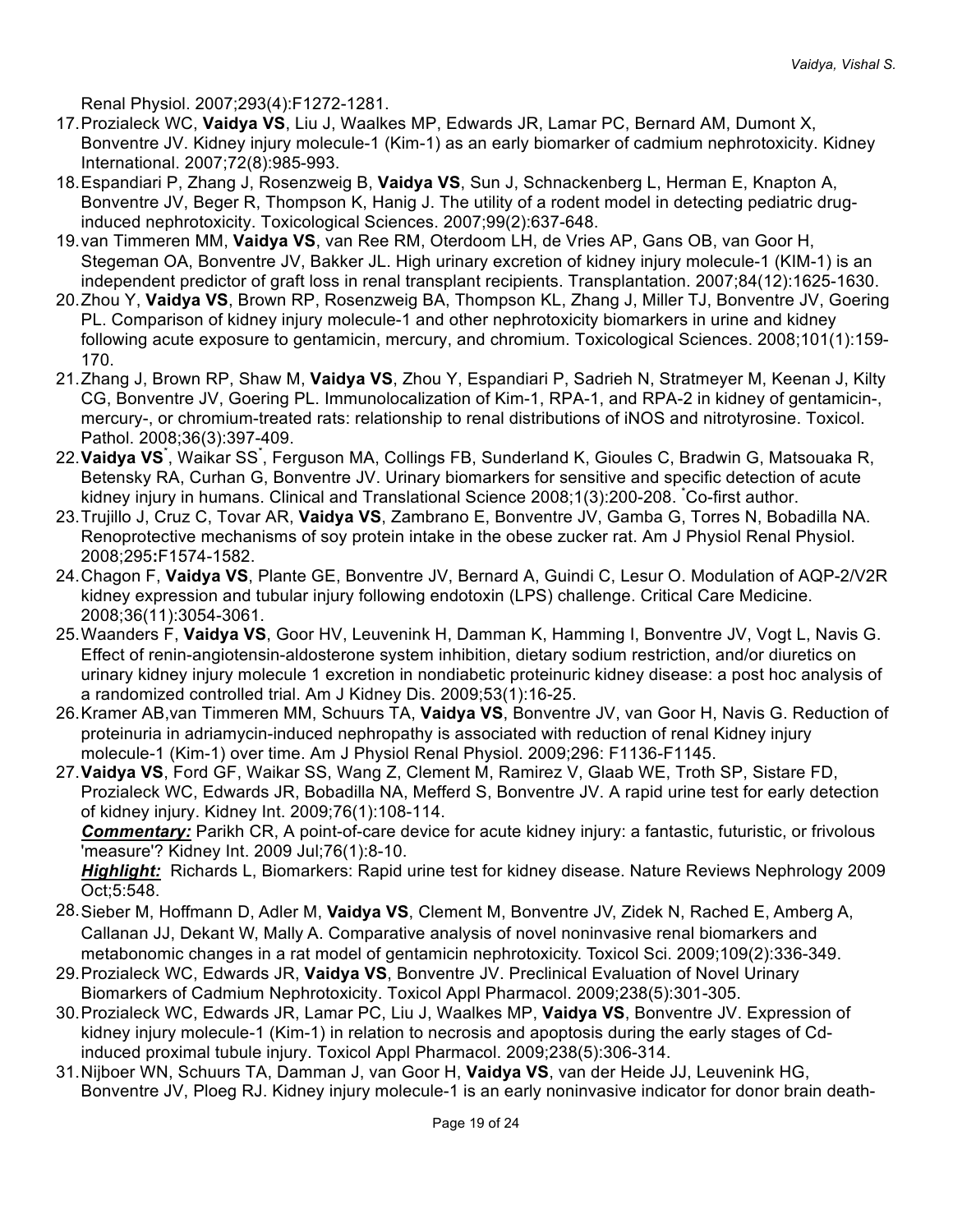Renal Physiol. 2007;293(4):F1272-1281.

17. Prozialeck WC, **Vaidya VS**, Liu J, Waalkes MP, Edwards JR, Lamar PC, Bernard AM, Dumont X, Bonventre JV. Kidney injury molecule-1 (Kim-1) as an early biomarker of cadmium nephrotoxicity. Kidney International. 2007;72(8):985-993.
18. Espandiari P, Zhang J, Rosenzweig B, **Vaidya VS**, Sun J, Schnackenberg L, Herman E, Knapton A, Bonventre JV, Beger R, Thompson K, Hanig J. The utility of a rodent model in detecting pediatric drug-induced nephrotoxicity. Toxicological Sciences. 2007;99(2):637-648.
19. van Timmeren MM, **Vaidya VS**, van Ree RM, Oterdoom LH, de Vries AP, Gans OB, van Goor H, Stegeman OA, Bonventre JV, Bakker JL. High urinary excretion of kidney injury molecule-1 (KIM-1) is an independent predictor of graft loss in renal transplant recipients. Transplantation. 2007;84(12):1625-1630.
20. Zhou Y, **Vaidya VS**, Brown RP, Rosenzweig BA, Thompson KL, Zhang J, Miller TJ, Bonventre JV, Goering PL. Comparison of kidney injury molecule-1 and other nephrotoxicity biomarkers in urine and kidney following acute exposure to gentamicin, mercury, and chromium. Toxicological Sciences. 2008;101(1):159-170.
21. Zhang J, Brown RP, Shaw M, **Vaidya VS**, Zhou Y, Espandiari P, Sadrieh N, Stratmeyer M, Keenan J, Kilty CG, Bonventre JV, Goering PL. Immunolocalization of Kim-1, RPA-1, and RPA-2 in kidney of gentamicin-, mercury-, or chromium-treated rats: relationship to renal distributions of iNOS and nitrotyrosine. Toxicol. Pathol. 2008;36(3):397-409.
22. **Vaidya VS**[*], Waikar SS[*], Ferguson MA, Collings FB, Sunderland K, Gioules C, Bradwin G, Matsouaka R, Betensky RA, Curhan G, Bonventre JV. Urinary biomarkers for sensitive and specific detection of acute kidney injury in humans. Clinical and Translational Science 2008;1(3):200-208. [*]Co-first author.
23. Trujillo J, Cruz C, Tovar AR, **Vaidya VS**, Zambrano E, Bonventre JV, Gamba G, Torres N, Bobadilla NA. Renoprotective mechanisms of soy protein intake in the obese zucker rat. Am J Physiol Renal Physiol. 2008;295**:**F1574-1582.
24. Chagon F, **Vaidya VS**, Plante GE, Bonventre JV, Bernard A, Guindi C, Lesur O. Modulation of AQP-2/V2R kidney expression and tubular injury following endotoxin (LPS) challenge. Critical Care Medicine. 2008;36(11):3054-3061.
25. Waanders F, **Vaidya VS**, Goor HV, Leuvenink H, Damman K, Hamming I, Bonventre JV, Vogt L, Navis G. Effect of renin-angiotensin-aldosterone system inhibition, dietary sodium restriction, and/or diuretics on urinary kidney injury molecule 1 excretion in nondiabetic proteinuric kidney disease: a post hoc analysis of a randomized controlled trial. Am J Kidney Dis. 2009;53(1):16-25.
26. Kramer AB,van Timmeren MM, Schuurs TA, **Vaidya VS**, Bonventre JV, van Goor H, Navis G. Reduction of proteinuria in adriamycin-induced nephropathy is associated with reduction of renal Kidney injury molecule-1 (Kim-1) over time. Am J Physiol Renal Physiol. 2009;296: F1136-F1145.
27. **Vaidya VS**, Ford GF, Waikar SS, Wang Z, Clement M, Ramirez V, Glaab WE, Troth SP, Sistare FD, Prozialeck WC, Edwards JR, Bobadilla NA, Mefferd S, Bonventre JV. A rapid urine test for early detection of kidney injury. Kidney Int. 2009;76(1):108-114.
    ***Commentary:*** Parikh CR, A point-of-care device for acute kidney injury: a fantastic, futuristic, or frivolous 'measure'? Kidney Int. 2009 Jul;76(1):8-10.
    ***Highlight:*** Richards L, Biomarkers: Rapid urine test for kidney disease. Nature Reviews Nephrology 2009 Oct;5:548.
28. Sieber M, Hoffmann D, Adler M, **Vaidya VS**, Clement M, Bonventre JV, Zidek N, Rached E, Amberg A, Callanan JJ, Dekant W, Mally A. Comparative analysis of novel noninvasive renal biomarkers and metabonomic changes in a rat model of gentamicin nephrotoxicity. Toxicol Sci. 2009;109(2):336-349.
29. Prozialeck WC, Edwards JR, **Vaidya VS**, Bonventre JV. Preclinical Evaluation of Novel Urinary Biomarkers of Cadmium Nephrotoxicity. Toxicol Appl Pharmacol. 2009;238(5):301-305.
30. Prozialeck WC, Edwards JR, Lamar PC, Liu J, Waalkes MP, **Vaidya VS**, Bonventre JV. Expression of kidney injury molecule-1 (Kim-1) in relation to necrosis and apoptosis during the early stages of Cd-induced proximal tubule injury. Toxicol Appl Pharmacol. 2009;238(5):306-314.
31. Nijboer WN, Schuurs TA, Damman J, van Goor H, **Vaidya VS**, van der Heide JJ, Leuvenink HG, Bonventre JV, Ploeg RJ. Kidney injury molecule-1 is an early noninvasive indicator for donor brain death-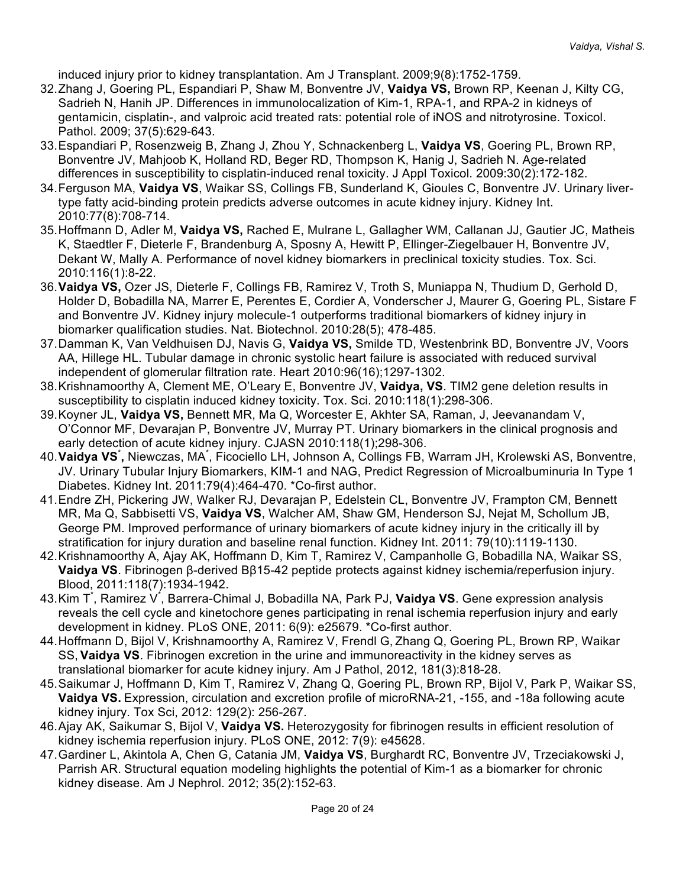induced injury prior to kidney transplantation. Am J Transplant. 2009;9(8):1752-1759.

32. Zhang J, Goering PL, Espandiari P, Shaw M, Bonventre JV, **Vaidya VS,** Brown RP, Keenan J, Kilty CG, Sadrieh N, Hanih JP. Differences in immunolocalization of Kim-1, RPA-1, and RPA-2 in kidneys of gentamicin, cisplatin-, and valproic acid treated rats: potential role of iNOS and nitrotyrosine. Toxicol. Pathol. 2009; 37(5):629-643.
33. Espandiari P, Rosenzweig B, Zhang J, Zhou Y, Schnackenberg L, **Vaidya VS**, Goering PL, Brown RP, Bonventre JV, Mahjoob K, Holland RD, Beger RD, Thompson K, Hanig J, Sadrieh N. Age-related differences in susceptibility to cisplatin-induced renal toxicity. J Appl Toxicol. 2009:30(2):172-182.
34. Ferguson MA, **Vaidya VS**, Waikar SS, Collings FB, Sunderland K, Gioules C, Bonventre JV. Urinary liver-type fatty acid-binding protein predicts adverse outcomes in acute kidney injury. Kidney Int. 2010:77(8):708-714.
35. Hoffmann D, Adler M, **Vaidya VS,** Rached E, Mulrane L, Gallagher WM, Callanan JJ, Gautier JC, Matheis K, Staedtler F, Dieterle F, Brandenburg A, Sposny A, Hewitt P, Ellinger-Ziegelbauer H, Bonventre JV, Dekant W, Mally A. Performance of novel kidney biomarkers in preclinical toxicity studies. Tox. Sci. 2010:116(1):8-22.
36. **Vaidya VS,** Ozer JS, Dieterle F, Collings FB, Ramirez V, Troth S, Muniappa N, Thudium D, Gerhold D, Holder D, Bobadilla NA, Marrer E, Perentes E, Cordier A, Vonderscher J, Maurer G, Goering PL, Sistare F and Bonventre JV. Kidney injury molecule-1 outperforms traditional biomarkers of kidney injury in biomarker qualification studies. Nat. Biotechnol. 2010:28(5); 478-485.
37. Damman K, Van Veldhuisen DJ, Navis G, **Vaidya VS,** Smilde TD, Westenbrink BD, Bonventre JV, Voors AA, Hillege HL. Tubular damage in chronic systolic heart failure is associated with reduced survival independent of glomerular filtration rate. Heart 2010:96(16);1297-1302.
38. Krishnamoorthy A, Clement ME, O'Leary E, Bonventre JV, **Vaidya, VS**. TIM2 gene deletion results in susceptibility to cisplatin induced kidney toxicity. Tox. Sci. 2010:118(1):298-306.
39. Koyner JL, **Vaidya VS,** Bennett MR, Ma Q, Worcester E, Akhter SA, Raman, J, Jeevanandam V, O'Connor MF, Devarajan P, Bonventre JV, Murray PT. Urinary biomarkers in the clinical prognosis and early detection of acute kidney injury. CJASN 2010:118(1);298-306.
40. **Vaidya VS**[*]**,** Niewczas, MA[*], Ficociello LH, Johnson A, Collings FB, Warram JH, Krolewski AS, Bonventre, JV. Urinary Tubular Injury Biomarkers, KIM-1 and NAG, Predict Regression of Microalbuminuria In Type 1 Diabetes. Kidney Int. 2011:79(4):464-470. *Co-first author.
41. Endre ZH, Pickering JW, Walker RJ, Devarajan P, Edelstein CL, Bonventre JV, Frampton CM, Bennett MR, Ma Q, Sabbisetti VS, **Vaidya VS**, Walcher AM, Shaw GM, Henderson SJ, Nejat M, Schollum JB, George PM. Improved performance of urinary biomarkers of acute kidney injury in the critically ill by stratification for injury duration and baseline renal function. Kidney Int. 2011: 79(10):1119-1130.
42. Krishnamoorthy A, Ajay AK, Hoffmann D, Kim T, Ramirez V, Campanholle G, Bobadilla NA, Waikar SS, **Vaidya VS**. Fibrinogen β-derived Bβ15-42 peptide protects against kidney ischemia/reperfusion injury. Blood, 2011:118(7):1934-1942.
43. Kim T[*], Ramirez V[*], Barrera-Chimal J, Bobadilla NA, Park PJ, **Vaidya VS**. Gene expression analysis reveals the cell cycle and kinetochore genes participating in renal ischemia reperfusion injury and early development in kidney. PLoS ONE, 2011: 6(9): e25679. *Co-first author.
44. Hoffmann D, Bijol V, Krishnamoorthy A, Ramirez V, Frendl G, Zhang Q, Goering PL, Brown RP, Waikar SS, **Vaidya VS**. Fibrinogen excretion in the urine and immunoreactivity in the kidney serves as translational biomarker for acute kidney injury. Am J Pathol, 2012, 181(3):818-28.
45. Saikumar J, Hoffmann D, Kim T, Ramirez V, Zhang Q, Goering PL, Brown RP, Bijol V, Park P, Waikar SS, **Vaidya VS.** Expression, circulation and excretion profile of microRNA-21, -155, and -18a following acute kidney injury. Tox Sci, 2012: 129(2): 256-267.
46. Ajay AK, Saikumar S, Bijol V, **Vaidya VS.** Heterozygosity for fibrinogen results in efficient resolution of kidney ischemia reperfusion injury. PLoS ONE, 2012: 7(9): e45628.
47. Gardiner L, Akintola A, Chen G, Catania JM, **Vaidya VS**, Burghardt RC, Bonventre JV, Trzeciakowski J, Parrish AR. Structural equation modeling highlights the potential of Kim-1 as a biomarker for chronic kidney disease. Am J Nephrol. 2012; 35(2):152-63.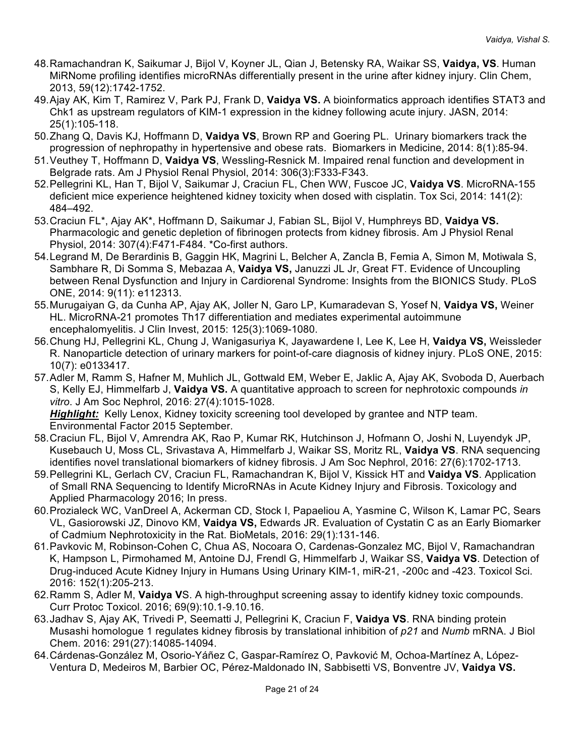48. Ramachandran K, Saikumar J, Bijol V, Koyner JL, Qian J, Betensky RA, Waikar SS, **Vaidya, VS**. Human MiRNome profiling identifies microRNAs differentially present in the urine after kidney injury. Clin Chem, 2013, 59(12):1742-1752.
49. Ajay AK, Kim T, Ramirez V, Park PJ, Frank D, **Vaidya VS.** A bioinformatics approach identifies STAT3 and Chk1 as upstream regulators of KIM-1 expression in the kidney following acute injury. JASN, 2014: 25(1):105-118.
50. Zhang Q, Davis KJ, Hoffmann D, **Vaidya VS**, Brown RP and Goering PL. Urinary biomarkers track the progression of nephropathy in hypertensive and obese rats. Biomarkers in Medicine, 2014: 8(1):85-94.
51. Veuthey T, Hoffmann D, **Vaidya VS**, Wessling-Resnick M. Impaired renal function and development in Belgrade rats. Am J Physiol Renal Physiol, 2014: 306(3):F333-F343.
52. Pellegrini KL, Han T, Bijol V, Saikumar J, Craciun FL, Chen WW, Fuscoe JC, **Vaidya VS**. MicroRNA-155 deficient mice experience heightened kidney toxicity when dosed with cisplatin. Tox Sci, 2014: 141(2): 484–492.
53. Craciun FL*, Ajay AK*, Hoffmann D, Saikumar J, Fabian SL, Bijol V, Humphreys BD, **Vaidya VS.** Pharmacologic and genetic depletion of fibrinogen protects from kidney fibrosis. Am J Physiol Renal Physiol, 2014: 307(4):F471-F484. *Co-first authors.
54. Legrand M, De Berardinis B, Gaggin HK, Magrini L, Belcher A, Zancla B, Femia A, Simon M, Motiwala S, Sambhare R, Di Somma S, Mebazaa A, **Vaidya VS,** Januzzi JL Jr, Great FT. Evidence of Uncoupling between Renal Dysfunction and Injury in Cardiorenal Syndrome: Insights from the BIONICS Study. PLoS ONE, 2014: 9(11): e112313.
55. Murugaiyan G, da Cunha AP, Ajay AK, Joller N, Garo LP, Kumaradevan S, Yosef N, **Vaidya VS,** Weiner HL. MicroRNA-21 promotes Th17 differentiation and mediates experimental autoimmune encephalomyelitis. J Clin Invest, 2015: 125(3):1069-1080.
56. Chung HJ, Pellegrini KL, Chung J, Wanigasuriya K, Jayawardene I, Lee K, Lee H, **Vaidya VS,** Weissleder R. Nanoparticle detection of urinary markers for point-of-care diagnosis of kidney injury. PLoS ONE, 2015: 10(7): e0133417.
57. Adler M, Ramm S, Hafner M, Muhlich JL, Gottwald EM, Weber E, Jaklic A, Ajay AK, Svoboda D, Auerbach S, Kelly EJ, Himmelfarb J, **Vaidya VS.** A quantitative approach to screen for nephrotoxic compounds *in vitro*. J Am Soc Nephrol, 2016: 27(4):1015-1028.
   ***Highlight:*** Kelly Lenox, Kidney toxicity screening tool developed by grantee and NTP team. Environmental Factor 2015 September.
58. Craciun FL, Bijol V, Amrendra AK, Rao P, Kumar RK, Hutchinson J, Hofmann O, Joshi N, Luyendyk JP, Kusebauch U, Moss CL, Srivastava A, Himmelfarb J, Waikar SS, Moritz RL, **Vaidya VS**. RNA sequencing identifies novel translational biomarkers of kidney fibrosis. J Am Soc Nephrol, 2016: 27(6):1702-1713.
59. Pellegrini KL, Gerlach CV, Craciun FL, Ramachandran K, Bijol V, Kissick HT and **Vaidya VS**. Application of Small RNA Sequencing to Identify MicroRNAs in Acute Kidney Injury and Fibrosis. Toxicology and Applied Pharmacology 2016; In press.
60. Prozialeck WC, VanDreel A, Ackerman CD, Stock I, Papaeliou A, Yasmine C, Wilson K, Lamar PC, Sears VL, Gasiorowski JZ, Dinovo KM, **Vaidya VS,** Edwards JR. Evaluation of Cystatin C as an Early Biomarker of Cadmium Nephrotoxicity in the Rat. BioMetals, 2016: 29(1):131-146.
61. Pavkovic M, Robinson-Cohen C, Chua AS, Nocoara O, Cardenas-Gonzalez MC, Bijol V, Ramachandran K, Hampson L, Pirmohamed M, Antoine DJ, Frendl G, Himmelfarb J, Waikar SS, **Vaidya VS**. Detection of Drug-induced Acute Kidney Injury in Humans Using Urinary KIM-1, miR-21, -200c and -423. Toxicol Sci. 2016: 152(1):205-213.
62. Ramm S, Adler M, **Vaidya V**S. A high-throughput screening assay to identify kidney toxic compounds. Curr Protoc Toxicol. 2016; 69(9):10.1-9.10.16.
63. Jadhav S, Ajay AK, Trivedi P, Seematti J, Pellegrini K, Craciun F, **Vaidya VS**. RNA binding protein Musashi homologue 1 regulates kidney fibrosis by translational inhibition of *p21* and *Numb* mRNA. J Biol Chem. 2016: 291(27):14085-14094.
64. Cárdenas-González M, Osorio-Yáñez C, Gaspar-Ramírez O, Pavković M, Ochoa-Martínez A, López-Ventura D, Medeiros M, Barbier OC, Pérez-Maldonado IN, Sabbisetti VS, Bonventre JV, **Vaidya VS.**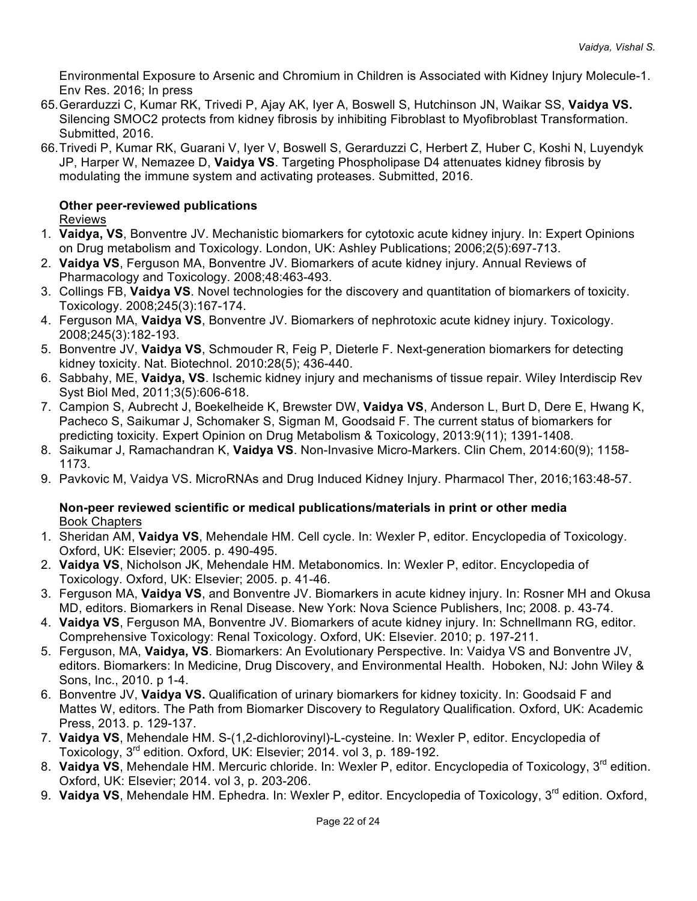Environmental Exposure to Arsenic and Chromium in Children is Associated with Kidney Injury Molecule-1. Env Res. 2016; In press

65. Gerarduzzi C, Kumar RK, Trivedi P, Ajay AK, Iyer A, Boswell S, Hutchinson JN, Waikar SS, **Vaidya VS.** Silencing SMOC2 protects from kidney fibrosis by inhibiting Fibroblast to Myofibroblast Transformation. Submitted, 2016.
66. Trivedi P, Kumar RK, Guarani V, Iyer V, Boswell S, Gerarduzzi C, Herbert Z, Huber C, Koshi N, Luyendyk JP, Harper W, Nemazee D, **Vaidya VS**. Targeting Phospholipase D4 attenuates kidney fibrosis by modulating the immune system and activating proteases. Submitted, 2016.

**Other peer-reviewed publications**

Reviews

1. **Vaidya, VS**, Bonventre JV. Mechanistic biomarkers for cytotoxic acute kidney injury. In: Expert Opinions on Drug metabolism and Toxicology. London, UK: Ashley Publications; 2006;2(5):697-713.
2. **Vaidya VS**, Ferguson MA, Bonventre JV. Biomarkers of acute kidney injury. Annual Reviews of Pharmacology and Toxicology. 2008;48:463-493.
3. Collings FB, **Vaidya VS**. Novel technologies for the discovery and quantitation of biomarkers of toxicity. Toxicology. 2008;245(3):167-174.
4. Ferguson MA, **Vaidya VS**, Bonventre JV. Biomarkers of nephrotoxic acute kidney injury. Toxicology. 2008;245(3):182-193.
5. Bonventre JV, **Vaidya VS**, Schmouder R, Feig P, Dieterle F. Next-generation biomarkers for detecting kidney toxicity. Nat. Biotechnol. 2010:28(5); 436-440.
6. Sabbahy, ME, **Vaidya, VS**. Ischemic kidney injury and mechanisms of tissue repair. Wiley Interdiscip Rev Syst Biol Med, 2011;3(5):606-618.
7. Campion S, Aubrecht J, Boekelheide K, Brewster DW, **Vaidya VS**, Anderson L, Burt D, Dere E, Hwang K, Pacheco S, Saikumar J, Schomaker S, Sigman M, Goodsaid F. The current status of biomarkers for predicting toxicity. Expert Opinion on Drug Metabolism & Toxicology, 2013:9(11); 1391-1408.
8. Saikumar J, Ramachandran K, **Vaidya VS**. Non-Invasive Micro-Markers. Clin Chem, 2014:60(9); 1158-1173.
9. Pavkovic M, Vaidya VS. MicroRNAs and Drug Induced Kidney Injury. Pharmacol Ther, 2016;163:48-57.

**Non-peer reviewed scientific or medical publications/materials in print or other media**

Book Chapters

1. Sheridan AM, **Vaidya VS**, Mehendale HM. Cell cycle. In: Wexler P, editor. Encyclopedia of Toxicology. Oxford, UK: Elsevier; 2005. p. 490-495.
2. **Vaidya VS**, Nicholson JK, Mehendale HM. Metabonomics. In: Wexler P, editor. Encyclopedia of Toxicology. Oxford, UK: Elsevier; 2005. p. 41-46.
3. Ferguson MA, **Vaidya VS**, and Bonventre JV. Biomarkers in acute kidney injury. In: Rosner MH and Okusa MD, editors. Biomarkers in Renal Disease. New York: Nova Science Publishers, Inc; 2008. p. 43-74.
4. **Vaidya VS**, Ferguson MA, Bonventre JV. Biomarkers of acute kidney injury. In: Schnellmann RG, editor. Comprehensive Toxicology: Renal Toxicology. Oxford, UK: Elsevier. 2010; p. 197-211.
5. Ferguson, MA, **Vaidya, VS**. Biomarkers: An Evolutionary Perspective. In: Vaidya VS and Bonventre JV, editors. Biomarkers: In Medicine, Drug Discovery, and Environmental Health. Hoboken, NJ: John Wiley & Sons, Inc., 2010. p 1-4.
6. Bonventre JV, **Vaidya VS.** Qualification of urinary biomarkers for kidney toxicity. In: Goodsaid F and Mattes W, editors. The Path from Biomarker Discovery to Regulatory Qualification. Oxford, UK: Academic Press, 2013. p. 129-137.
7. **Vaidya VS**, Mehendale HM. S-(1,2-dichlorovinyl)-L-cysteine. In: Wexler P, editor. Encyclopedia of Toxicology, 3rd edition. Oxford, UK: Elsevier; 2014. vol 3, p. 189-192.
8. **Vaidya VS**, Mehendale HM. Mercuric chloride. In: Wexler P, editor. Encyclopedia of Toxicology, 3rd edition. Oxford, UK: Elsevier; 2014. vol 3, p. 203-206.
9. **Vaidya VS**, Mehendale HM. Ephedra. In: Wexler P, editor. Encyclopedia of Toxicology, 3rd edition. Oxford,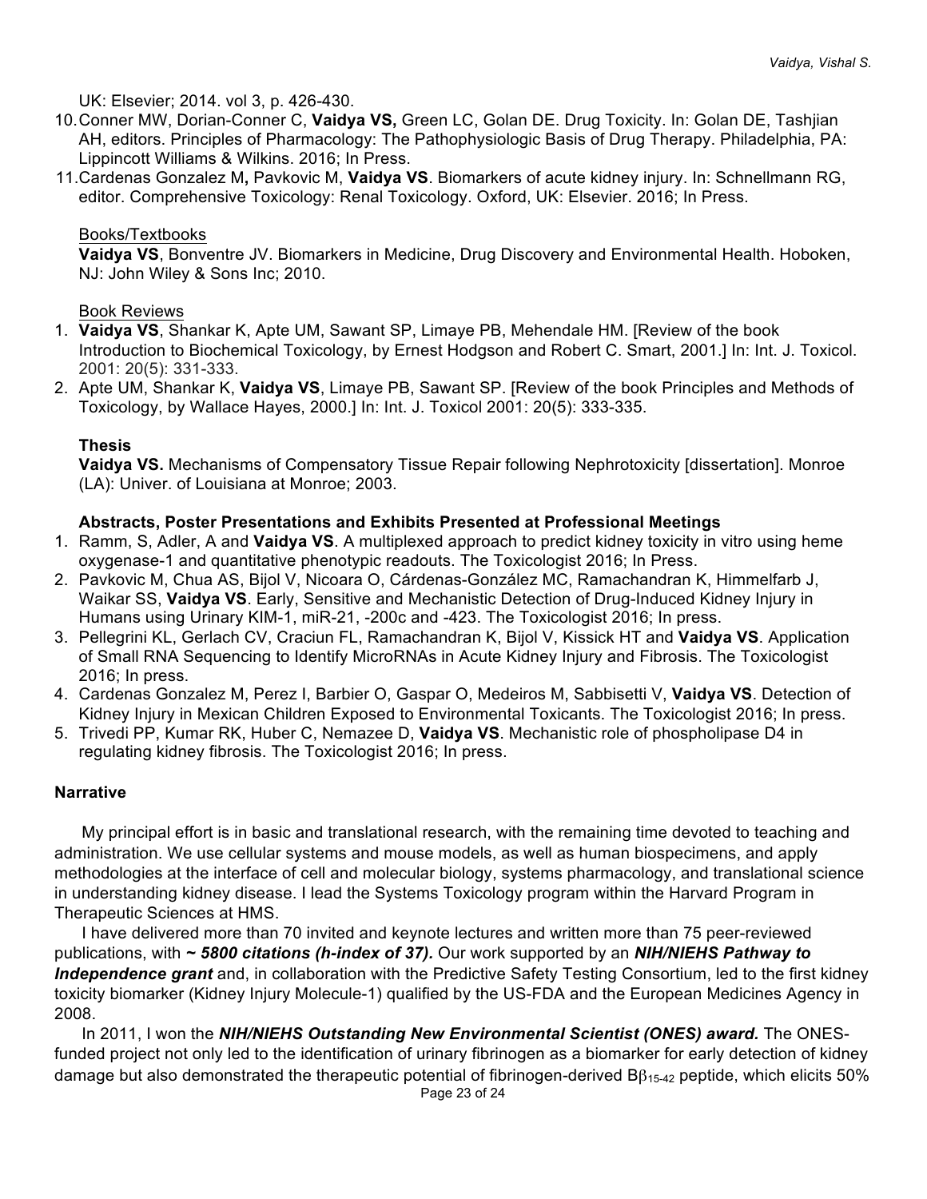UK: Elsevier; 2014. vol 3, p. 426-430.

10. Conner MW, Dorian-Conner C, **Vaidya VS,** Green LC, Golan DE. Drug Toxicity. In: Golan DE, Tashjian AH, editors. Principles of Pharmacology: The Pathophysiologic Basis of Drug Therapy. Philadelphia, PA: Lippincott Williams & Wilkins. 2016; In Press.
11. Cardenas Gonzalez M**,** Pavkovic M, **Vaidya VS**. Biomarkers of acute kidney injury. In: Schnellmann RG, editor. Comprehensive Toxicology: Renal Toxicology. Oxford, UK: Elsevier. 2016; In Press.

Books/Textbooks

**Vaidya VS**, Bonventre JV. Biomarkers in Medicine, Drug Discovery and Environmental Health. Hoboken, NJ: John Wiley & Sons Inc; 2010.

Book Reviews

1. **Vaidya VS**, Shankar K, Apte UM, Sawant SP, Limaye PB, Mehendale HM. [Review of the book Introduction to Biochemical Toxicology, by Ernest Hodgson and Robert C. Smart, 2001.] In: Int. J. Toxicol. 2001: 20(5): 331-333.
2. Apte UM, Shankar K, **Vaidya VS**, Limaye PB, Sawant SP. [Review of the book Principles and Methods of Toxicology, by Wallace Hayes, 2000.] In: Int. J. Toxicol 2001: 20(5): 333-335.

**Thesis**

**Vaidya VS.** Mechanisms of Compensatory Tissue Repair following Nephrotoxicity [dissertation]. Monroe (LA): Univer. of Louisiana at Monroe; 2003.

**Abstracts, Poster Presentations and Exhibits Presented at Professional Meetings**

1. Ramm, S, Adler, A and **Vaidya VS**. A multiplexed approach to predict kidney toxicity in vitro using heme oxygenase-1 and quantitative phenotypic readouts. The Toxicologist 2016; In Press.
2. Pavkovic M, Chua AS, Bijol V, Nicoara O, Cárdenas-González MC, Ramachandran K, Himmelfarb J, Waikar SS, **Vaidya VS**. Early, Sensitive and Mechanistic Detection of Drug-Induced Kidney Injury in Humans using Urinary KIM-1, miR-21, -200c and -423. The Toxicologist 2016; In press.
3. Pellegrini KL, Gerlach CV, Craciun FL, Ramachandran K, Bijol V, Kissick HT and **Vaidya VS**. Application of Small RNA Sequencing to Identify MicroRNAs in Acute Kidney Injury and Fibrosis. The Toxicologist 2016; In press.
4. Cardenas Gonzalez M, Perez I, Barbier O, Gaspar O, Medeiros M, Sabbisetti V, **Vaidya VS**. Detection of Kidney Injury in Mexican Children Exposed to Environmental Toxicants. The Toxicologist 2016; In press.
5. Trivedi PP, Kumar RK, Huber C, Nemazee D, **Vaidya VS**. Mechanistic role of phospholipase D4 in regulating kidney fibrosis. The Toxicologist 2016; In press.

**Narrative**

My principal effort is in basic and translational research, with the remaining time devoted to teaching and administration. We use cellular systems and mouse models, as well as human biospecimens, and apply methodologies at the interface of cell and molecular biology, systems pharmacology, and translational science in understanding kidney disease. I lead the Systems Toxicology program within the Harvard Program in Therapeutic Sciences at HMS.

I have delivered more than 70 invited and keynote lectures and written more than 75 peer-reviewed publications, with ***~ 5800 citations (h-index of 37).*** Our work supported by an ***NIH/NIEHS Pathway to Independence grant*** and, in collaboration with the Predictive Safety Testing Consortium, led to the first kidney toxicity biomarker (Kidney Injury Molecule-1) qualified by the US-FDA and the European Medicines Agency in 2008.

In 2011, I won the ***NIH/NIEHS Outstanding New Environmental Scientist (ONES) award.*** The ONES-funded project not only led to the identification of urinary fibrinogen as a biomarker for early detection of kidney damage but also demonstrated the therapeutic potential of fibrinogen-derived $B\beta_{15\text{-}42}$ peptide, which elicits 50%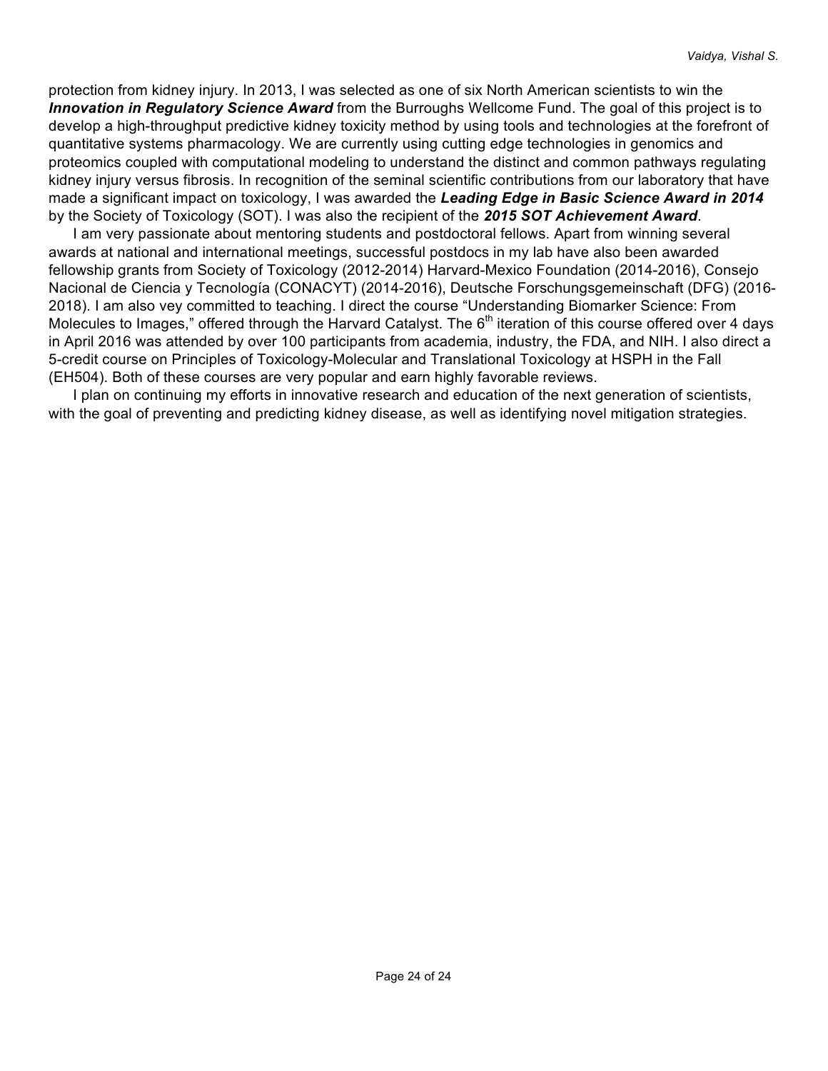protection from kidney injury. In 2013, I was selected as one of six North American scientists to win the ***Innovation in Regulatory Science Award*** from the Burroughs Wellcome Fund. The goal of this project is to develop a high-throughput predictive kidney toxicity method by using tools and technologies at the forefront of quantitative systems pharmacology. We are currently using cutting edge technologies in genomics and proteomics coupled with computational modeling to understand the distinct and common pathways regulating kidney injury versus fibrosis. In recognition of the seminal scientific contributions from our laboratory that have made a significant impact on toxicology, I was awarded the ***Leading Edge in Basic Science Award in 2014*** by the Society of Toxicology (SOT). I was also the recipient of the ***2015 SOT Achievement Award***.

I am very passionate about mentoring students and postdoctoral fellows. Apart from winning several awards at national and international meetings, successful postdocs in my lab have also been awarded fellowship grants from Society of Toxicology (2012-2014) Harvard-Mexico Foundation (2014-2016), Consejo Nacional de Ciencia y Tecnología (CONACYT) (2014-2016), Deutsche Forschungsgemeinschaft (DFG) (2016-2018). I am also vey committed to teaching. I direct the course "Understanding Biomarker Science: From Molecules to Images," offered through the Harvard Catalyst. The 6th iteration of this course offered over 4 days in April 2016 was attended by over 100 participants from academia, industry, the FDA, and NIH. I also direct a 5-credit course on Principles of Toxicology-Molecular and Translational Toxicology at HSPH in the Fall (EH504). Both of these courses are very popular and earn highly favorable reviews.

I plan on continuing my efforts in innovative research and education of the next generation of scientists, with the goal of preventing and predicting kidney disease, as well as identifying novel mitigation strategies.